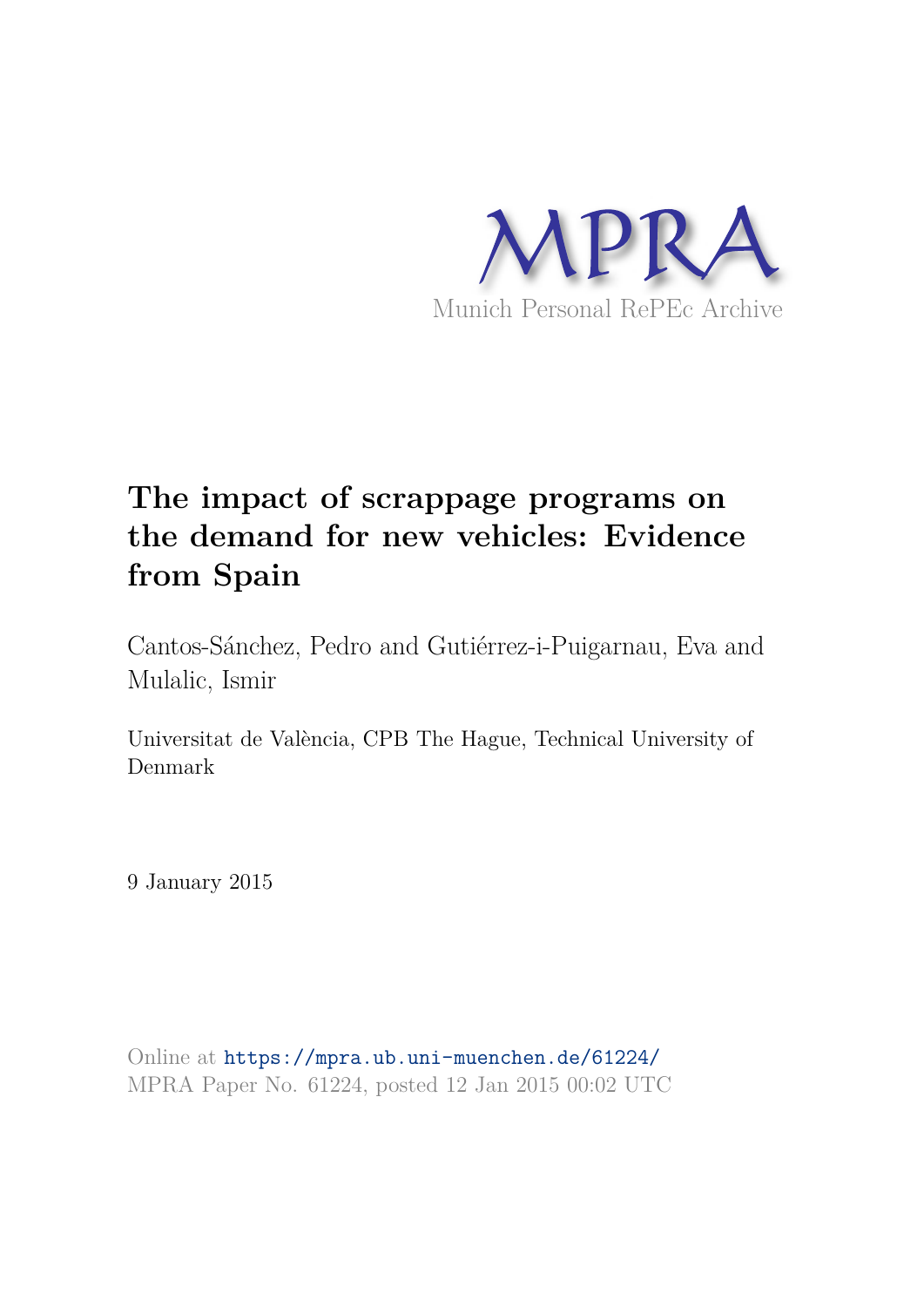MPRA

Munich Personal RePEc Archive

# The impact of scrappage programs on the demand for new vehicles: Evidence from Spain

Cantos-Sánchez, Pedro and Gutiérrez-i-Puigarnau, Eva and Mulalic, Ismir

Universitat de València, CPB The Hague, Technical University of Denmark

9 January 2015

Online at https://mpra.ub.uni-muenchen.de/61224/
MPRA Paper No. 61224, posted 12 Jan 2015 00:02 UTC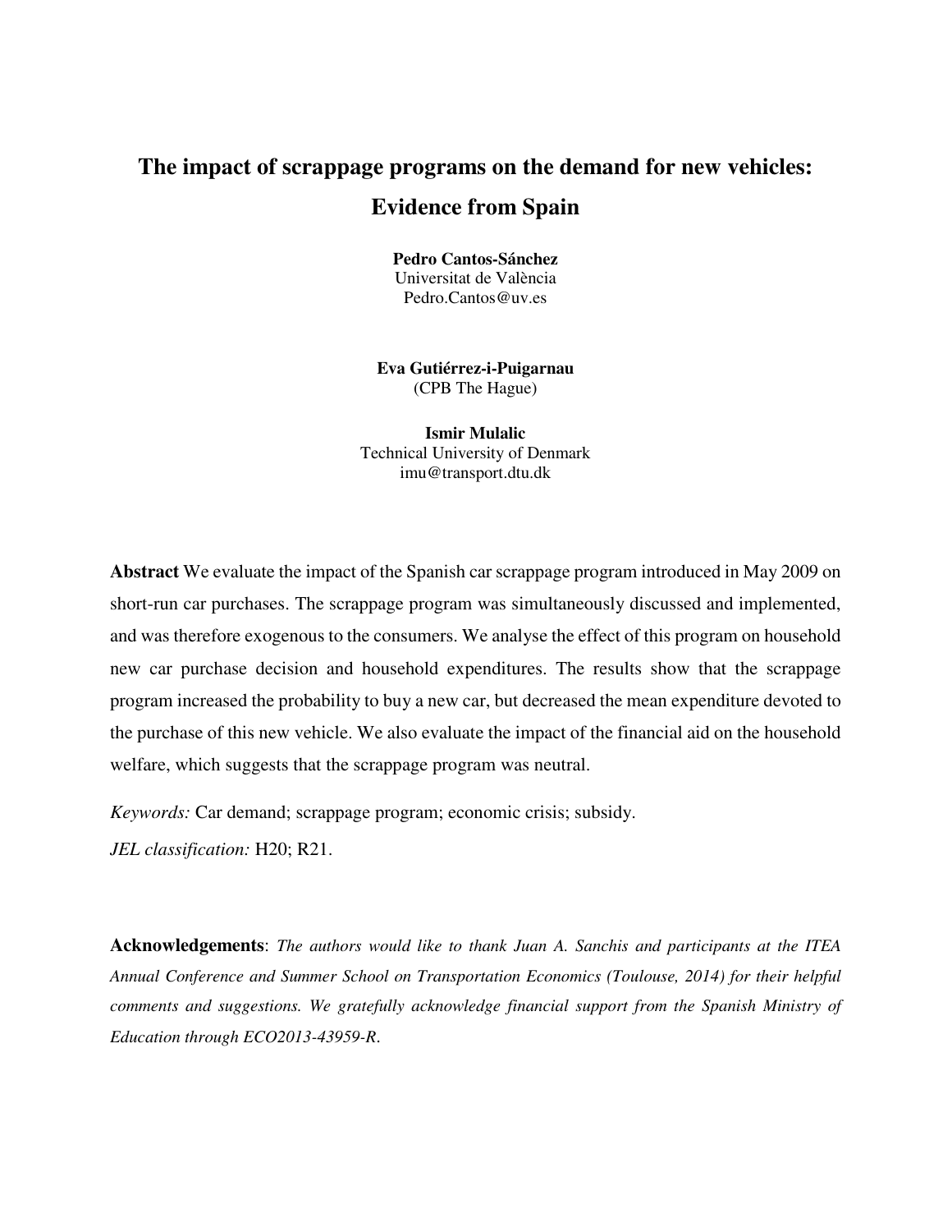# The impact of scrappage programs on the demand for new vehicles: Evidence from Spain

**Pedro Cantos-Sánchez**
Universitat de València
Pedro.Cantos@uv.es

**Eva Gutiérrez-i-Puigarnau**
(CPB The Hague)

**Ismir Mulalic**
Technical University of Denmark
imu@transport.dtu.dk

**Abstract** We evaluate the impact of the Spanish car scrappage program introduced in May 2009 on short-run car purchases. The scrappage program was simultaneously discussed and implemented, and was therefore exogenous to the consumers. We analyse the effect of this program on household new car purchase decision and household expenditures. The results show that the scrappage program increased the probability to buy a new car, but decreased the mean expenditure devoted to the purchase of this new vehicle. We also evaluate the impact of the financial aid on the household welfare, which suggests that the scrappage program was neutral.

*Keywords:* Car demand; scrappage program; economic crisis; subsidy.

*JEL classification:* H20; R21.

**Acknowledgements**: *The authors would like to thank Juan A. Sanchis and participants at the ITEA Annual Conference and Summer School on Transportation Economics (Toulouse, 2014) for their helpful comments and suggestions. We gratefully acknowledge financial support from the Spanish Ministry of Education through ECO2013-43959-R.*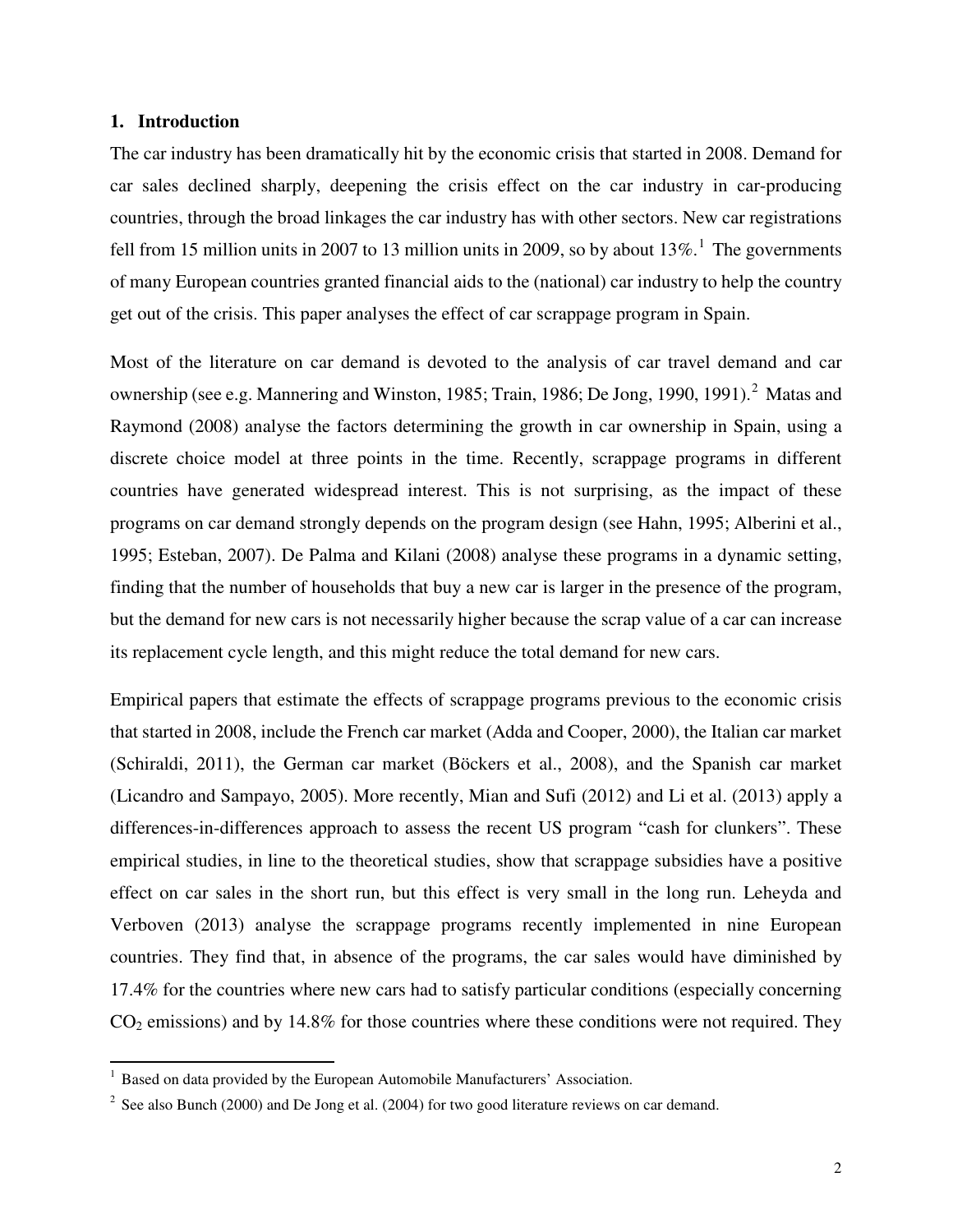## 1. Introduction

The car industry has been dramatically hit by the economic crisis that started in 2008. Demand for car sales declined sharply, deepening the crisis effect on the car industry in car-producing countries, through the broad linkages the car industry has with other sectors. New car registrations fell from 15 million units in 2007 to 13 million units in 2009, so by about 13%.[1] The governments of many European countries granted financial aids to the (national) car industry to help the country get out of the crisis. This paper analyses the effect of car scrappage program in Spain.

Most of the literature on car demand is devoted to the analysis of car travel demand and car ownership (see e.g. Mannering and Winston, 1985; Train, 1986; De Jong, 1990, 1991).[2] Matas and Raymond (2008) analyse the factors determining the growth in car ownership in Spain, using a discrete choice model at three points in the time. Recently, scrappage programs in different countries have generated widespread interest. This is not surprising, as the impact of these programs on car demand strongly depends on the program design (see Hahn, 1995; Alberini et al., 1995; Esteban, 2007). De Palma and Kilani (2008) analyse these programs in a dynamic setting, finding that the number of households that buy a new car is larger in the presence of the program, but the demand for new cars is not necessarily higher because the scrap value of a car can increase its replacement cycle length, and this might reduce the total demand for new cars.

Empirical papers that estimate the effects of scrappage programs previous to the economic crisis that started in 2008, include the French car market (Adda and Cooper, 2000), the Italian car market (Schiraldi, 2011), the German car market (Böckers et al., 2008), and the Spanish car market (Licandro and Sampayo, 2005). More recently, Mian and Sufi (2012) and Li et al. (2013) apply a differences-in-differences approach to assess the recent US program "cash for clunkers". These empirical studies, in line to the theoretical studies, show that scrappage subsidies have a positive effect on car sales in the short run, but this effect is very small in the long run. Leheyda and Verboven (2013) analyse the scrappage programs recently implemented in nine European countries. They find that, in absence of the programs, the car sales would have diminished by 17.4% for the countries where new cars had to satisfy particular conditions (especially concerning $CO_2$ emissions) and by 14.8% for those countries where these conditions were not required. They

[1] Based on data provided by the European Automobile Manufacturers' Association.

[2] See also Bunch (2000) and De Jong et al. (2004) for two good literature reviews on car demand.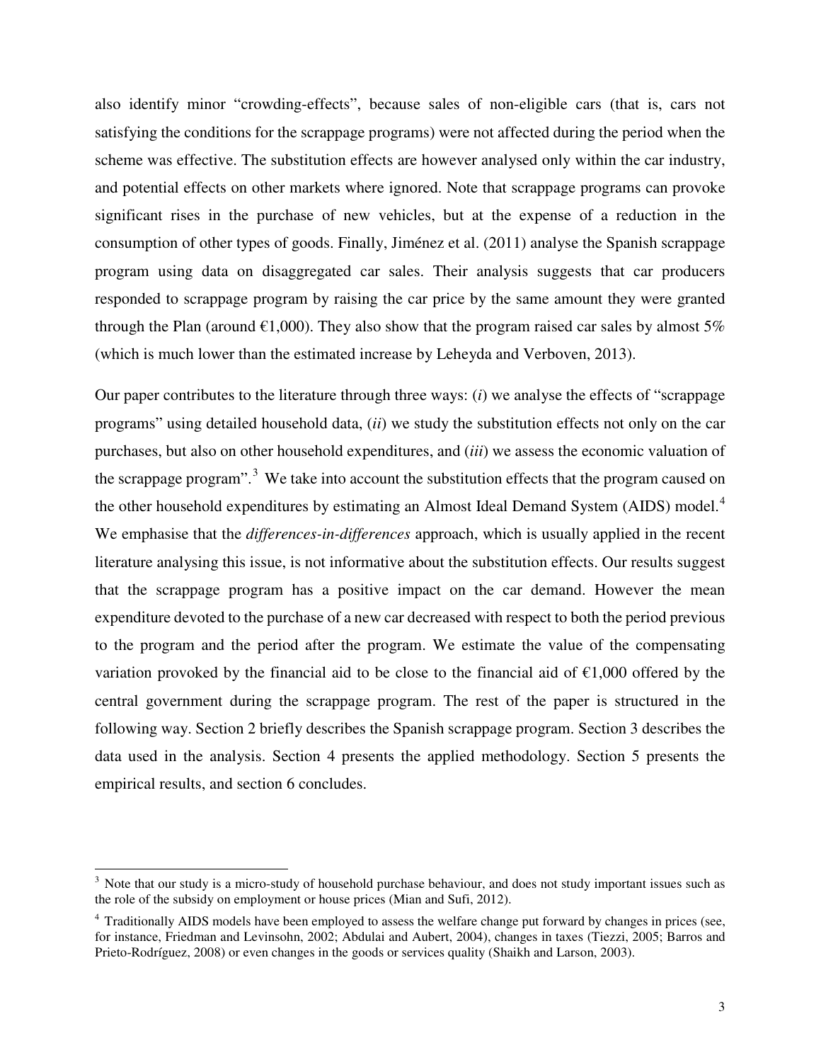also identify minor "crowding-effects", because sales of non-eligible cars (that is, cars not satisfying the conditions for the scrappage programs) were not affected during the period when the scheme was effective. The substitution effects are however analysed only within the car industry, and potential effects on other markets where ignored. Note that scrappage programs can provoke significant rises in the purchase of new vehicles, but at the expense of a reduction in the consumption of other types of goods. Finally, Jiménez et al. (2011) analyse the Spanish scrappage program using data on disaggregated car sales. Their analysis suggests that car producers responded to scrappage program by raising the car price by the same amount they were granted through the Plan (around €1,000). They also show that the program raised car sales by almost 5% (which is much lower than the estimated increase by Leheyda and Verboven, 2013).

Our paper contributes to the literature through three ways: (*i*) we analyse the effects of "scrappage programs" using detailed household data, (*ii*) we study the substitution effects not only on the car purchases, but also on other household expenditures, and (*iii*) we assess the economic valuation of the scrappage program".[3] We take into account the substitution effects that the program caused on the other household expenditures by estimating an Almost Ideal Demand System (AIDS) model.[4] We emphasise that the *differences-in-differences* approach, which is usually applied in the recent literature analysing this issue, is not informative about the substitution effects. Our results suggest that the scrappage program has a positive impact on the car demand. However the mean expenditure devoted to the purchase of a new car decreased with respect to both the period previous to the program and the period after the program. We estimate the value of the compensating variation provoked by the financial aid to be close to the financial aid of €1,000 offered by the central government during the scrappage program. The rest of the paper is structured in the following way. Section 2 briefly describes the Spanish scrappage program. Section 3 describes the data used in the analysis. Section 4 presents the applied methodology. Section 5 presents the empirical results, and section 6 concludes.

---

[3] Note that our study is a micro-study of household purchase behaviour, and does not study important issues such as the role of the subsidy on employment or house prices (Mian and Sufi, 2012).

[4] Traditionally AIDS models have been employed to assess the welfare change put forward by changes in prices (see, for instance, Friedman and Levinsohn, 2002; Abdulai and Aubert, 2004), changes in taxes (Tiezzi, 2005; Barros and Prieto-Rodríguez, 2008) or even changes in the goods or services quality (Shaikh and Larson, 2003).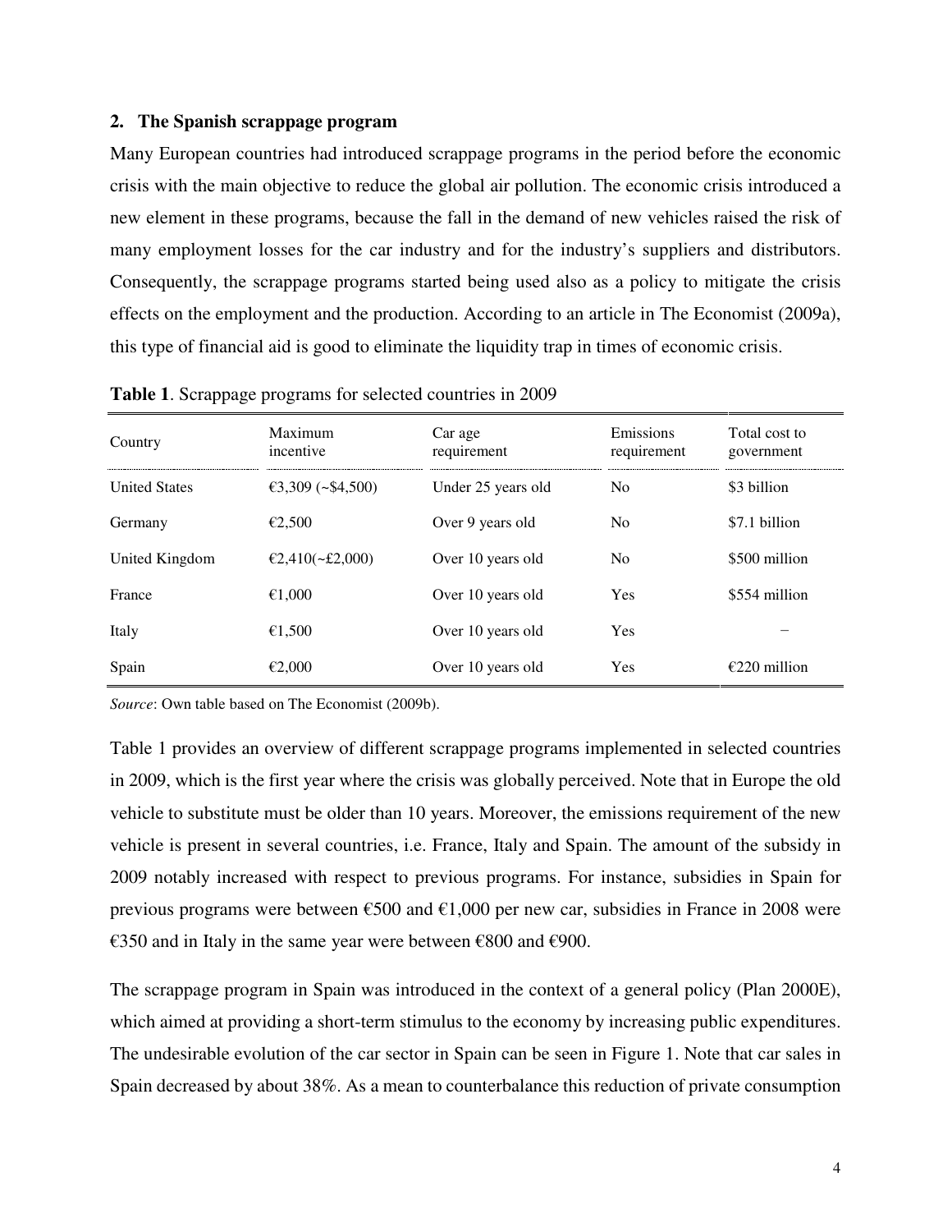## 2. The Spanish scrappage program

Many European countries had introduced scrappage programs in the period before the economic crisis with the main objective to reduce the global air pollution. The economic crisis introduced a new element in these programs, because the fall in the demand of new vehicles raised the risk of many employment losses for the car industry and for the industry's suppliers and distributors. Consequently, the scrappage programs started being used also as a policy to mitigate the crisis effects on the employment and the production. According to an article in The Economist (2009a), this type of financial aid is good to eliminate the liquidity trap in times of economic crisis.

**Table 1**. Scrappage programs for selected countries in 2009

| Country | Maximum incentive | Car age requirement | Emissions requirement | Total cost to government |
|---|---|---|---|---|
| United States | €3,309 (~$4,500) | Under 25 years old | No | $3 billion |
| Germany | €2,500 | Over 9 years old | No | $7.1 billion |
| United Kingdom | €2,410(~£2,000) | Over 10 years old | No | $500 million |
| France | €1,000 | Over 10 years old | Yes | $554 million |
| Italy | €1,500 | Over 10 years old | Yes | – |
| Spain | €2,000 | Over 10 years old | Yes | €220 million |

*Source*: Own table based on The Economist (2009b).

Table 1 provides an overview of different scrappage programs implemented in selected countries in 2009, which is the first year where the crisis was globally perceived. Note that in Europe the old vehicle to substitute must be older than 10 years. Moreover, the emissions requirement of the new vehicle is present in several countries, i.e. France, Italy and Spain. The amount of the subsidy in 2009 notably increased with respect to previous programs. For instance, subsidies in Spain for previous programs were between €500 and €1,000 per new car, subsidies in France in 2008 were €350 and in Italy in the same year were between €800 and €900.

The scrappage program in Spain was introduced in the context of a general policy (Plan 2000E), which aimed at providing a short-term stimulus to the economy by increasing public expenditures. The undesirable evolution of the car sector in Spain can be seen in Figure 1. Note that car sales in Spain decreased by about 38%. As a mean to counterbalance this reduction of private consumption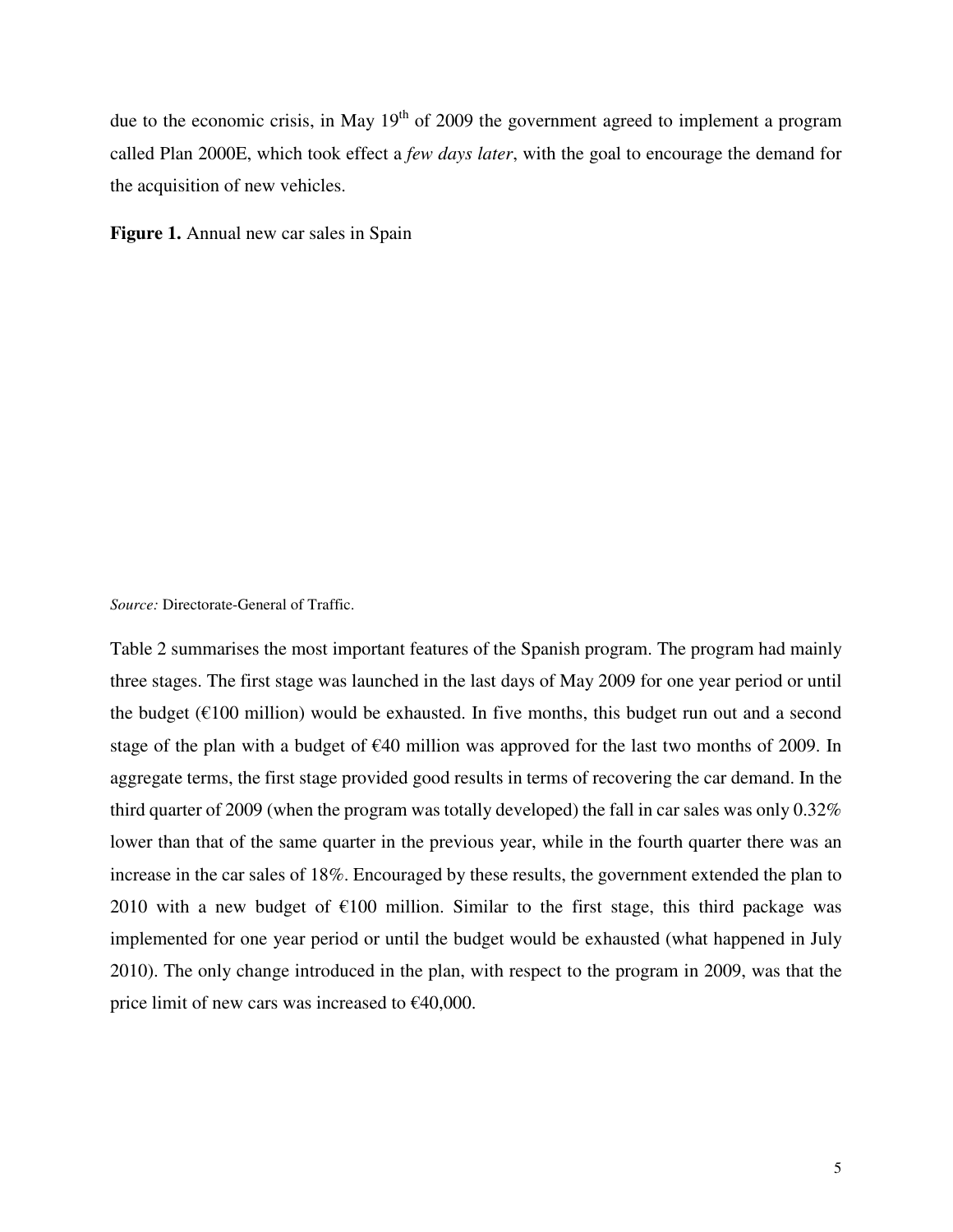due to the economic crisis, in May 19th of 2009 the government agreed to implement a program called Plan 2000E, which took effect a *few days later*, with the goal to encourage the demand for the acquisition of new vehicles.

**Figure 1.** Annual new car sales in Spain

*Source:* Directorate-General of Traffic.

Table 2 summarises the most important features of the Spanish program. The program had mainly three stages. The first stage was launched in the last days of May 2009 for one year period or until the budget (€100 million) would be exhausted. In five months, this budget run out and a second stage of the plan with a budget of €40 million was approved for the last two months of 2009. In aggregate terms, the first stage provided good results in terms of recovering the car demand. In the third quarter of 2009 (when the program was totally developed) the fall in car sales was only 0.32% lower than that of the same quarter in the previous year, while in the fourth quarter there was an increase in the car sales of 18%. Encouraged by these results, the government extended the plan to 2010 with a new budget of €100 million. Similar to the first stage, this third package was implemented for one year period or until the budget would be exhausted (what happened in July 2010). The only change introduced in the plan, with respect to the program in 2009, was that the price limit of new cars was increased to €40,000.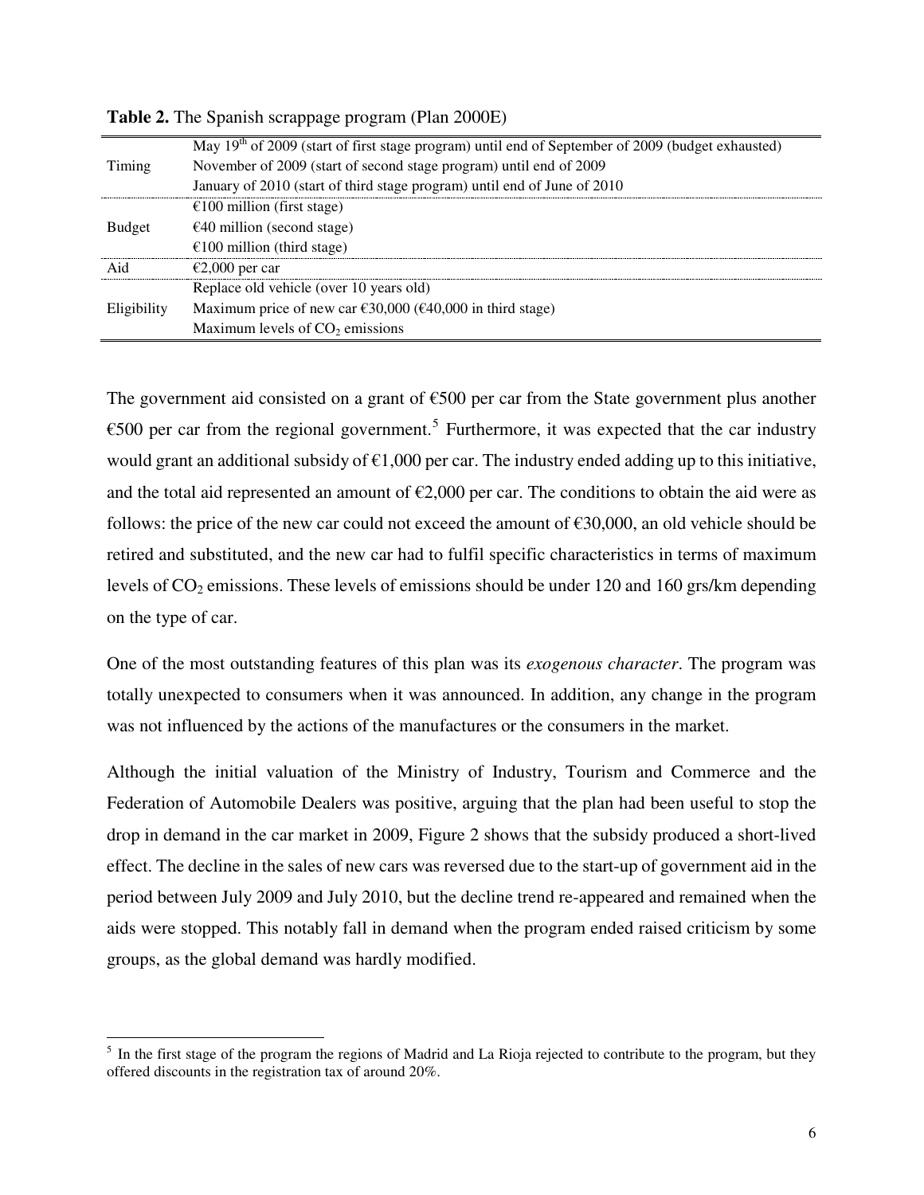**Table 2.** The Spanish scrappage program (Plan 2000E)

| | |
|---|---|
| Timing | May 19th of 2009 (start of first stage program) until end of September of 2009 (budget exhausted)<br>November of 2009 (start of second stage program) until end of 2009<br>January of 2010 (start of third stage program) until end of June of 2010 |
| Budget | €100 million (first stage)<br>€40 million (second stage)<br>€100 million (third stage) |
| Aid | €2,000 per car |
| Eligibility | Replace old vehicle (over 10 years old)<br>Maximum price of new car €30,000 (€40,000 in third stage)<br>Maximum levels of $CO_2$ emissions |

The government aid consisted on a grant of €500 per car from the State government plus another €500 per car from the regional government.[5] Furthermore, it was expected that the car industry would grant an additional subsidy of €1,000 per car. The industry ended adding up to this initiative, and the total aid represented an amount of €2,000 per car. The conditions to obtain the aid were as follows: the price of the new car could not exceed the amount of €30,000, an old vehicle should be retired and substituted, and the new car had to fulfil specific characteristics in terms of maximum levels of $CO_2$ emissions. These levels of emissions should be under 120 and 160 grs/km depending on the type of car.

One of the most outstanding features of this plan was its *exogenous character*. The program was totally unexpected to consumers when it was announced. In addition, any change in the program was not influenced by the actions of the manufactures or the consumers in the market.

Although the initial valuation of the Ministry of Industry, Tourism and Commerce and the Federation of Automobile Dealers was positive, arguing that the plan had been useful to stop the drop in demand in the car market in 2009, Figure 2 shows that the subsidy produced a short-lived effect. The decline in the sales of new cars was reversed due to the start-up of government aid in the period between July 2009 and July 2010, but the decline trend re-appeared and remained when the aids were stopped. This notably fall in demand when the program ended raised criticism by some groups, as the global demand was hardly modified.

[5] In the first stage of the program the regions of Madrid and La Rioja rejected to contribute to the program, but they offered discounts in the registration tax of around 20%.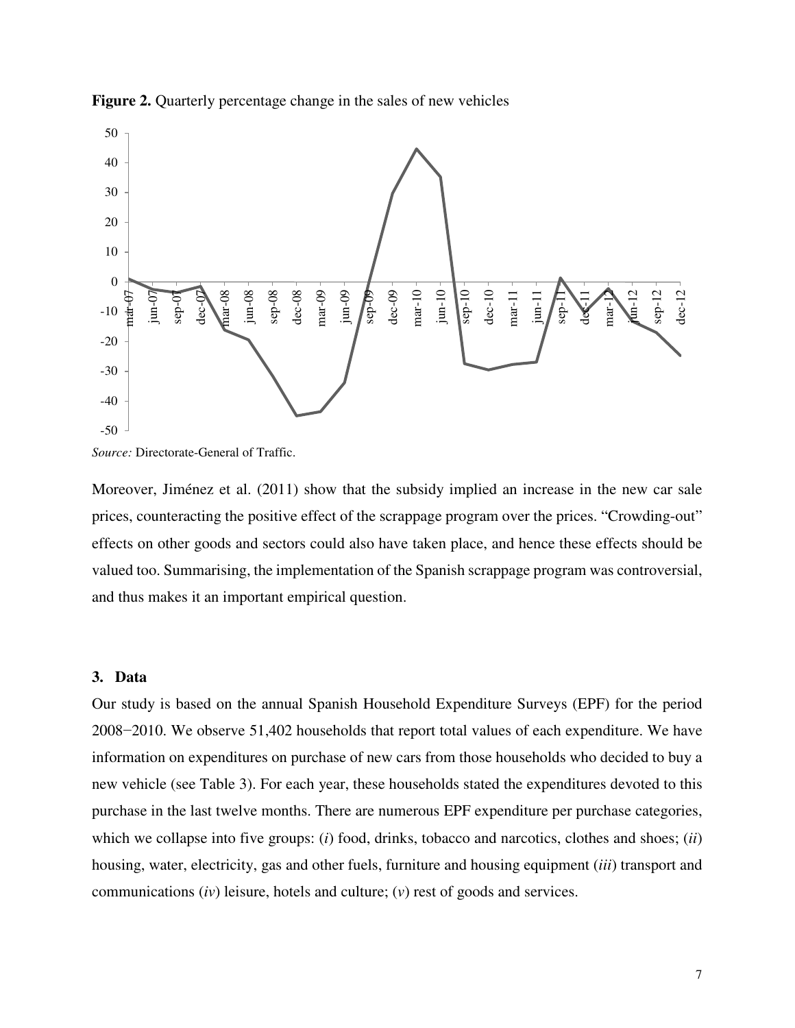**Figure 2.** Quarterly percentage change in the sales of new vehicles

*Source:* Directorate-General of Traffic.

Moreover, Jiménez et al. (2011) show that the subsidy implied an increase in the new car sale prices, counteracting the positive effect of the scrappage program over the prices. "Crowding-out" effects on other goods and sectors could also have taken place, and hence these effects should be valued too. Summarising, the implementation of the Spanish scrappage program was controversial, and thus makes it an important empirical question.

### 3. Data

Our study is based on the annual Spanish Household Expenditure Surveys (EPF) for the period 2008−2010. We observe 51,402 households that report total values of each expenditure. We have information on expenditures on purchase of new cars from those households who decided to buy a new vehicle (see Table 3). For each year, these households stated the expenditures devoted to this purchase in the last twelve months. There are numerous EPF expenditure per purchase categories, which we collapse into five groups: (*i*) food, drinks, tobacco and narcotics, clothes and shoes; (*ii*) housing, water, electricity, gas and other fuels, furniture and housing equipment (*iii*) transport and communications (*iv*) leisure, hotels and culture; (*v*) rest of goods and services.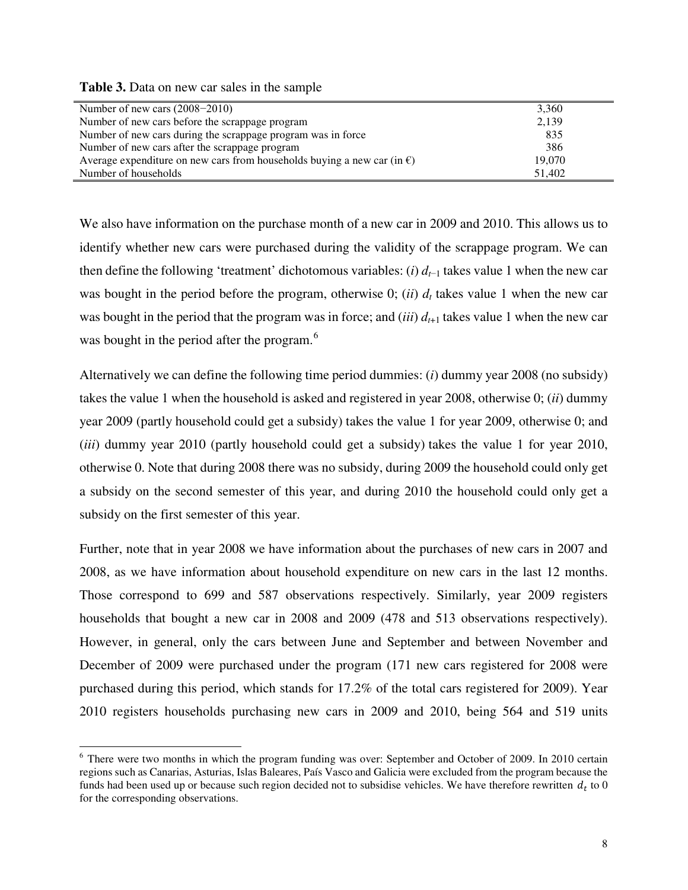**Table 3.** Data on new car sales in the sample

| | |
|---|---|
| Number of new cars (2008−2010) | 3,360 |
| Number of new cars before the scrappage program | 2,139 |
| Number of new cars during the scrappage program was in force | 835 |
| Number of new cars after the scrappage program | 386 |
| Average expenditure on new cars from households buying a new car (in €) | 19,070 |
| Number of households | 51,402 |

We also have information on the purchase month of a new car in 2009 and 2010. This allows us to identify whether new cars were purchased during the validity of the scrappage program. We can then define the following 'treatment' dichotomous variables: (*i*) $d_{t-1}$ takes value 1 when the new car was bought in the period before the program, otherwise 0; (*ii*) $d_t$ takes value 1 when the new car was bought in the period that the program was in force; and (*iii*) $d_{t+1}$ takes value 1 when the new car was bought in the period after the program.[6]

Alternatively we can define the following time period dummies: (*i*) dummy year 2008 (no subsidy) takes the value 1 when the household is asked and registered in year 2008, otherwise 0; (*ii*) dummy year 2009 (partly household could get a subsidy) takes the value 1 for year 2009, otherwise 0; and (*iii*) dummy year 2010 (partly household could get a subsidy) takes the value 1 for year 2010, otherwise 0. Note that during 2008 there was no subsidy, during 2009 the household could only get a subsidy on the second semester of this year, and during 2010 the household could only get a subsidy on the first semester of this year.

Further, note that in year 2008 we have information about the purchases of new cars in 2007 and 2008, as we have information about household expenditure on new cars in the last 12 months. Those correspond to 699 and 587 observations respectively. Similarly, year 2009 registers households that bought a new car in 2008 and 2009 (478 and 513 observations respectively). However, in general, only the cars between June and September and between November and December of 2009 were purchased under the program (171 new cars registered for 2008 were purchased during this period, which stands for 17.2% of the total cars registered for 2009). Year 2010 registers households purchasing new cars in 2009 and 2010, being 564 and 519 units

[6] There were two months in which the program funding was over: September and October of 2009. In 2010 certain regions such as Canarias, Asturias, Islas Baleares, País Vasco and Galicia were excluded from the program because the funds had been used up or because such region decided not to subsidise vehicles. We have therefore rewritten $d_t$ to 0 for the corresponding observations.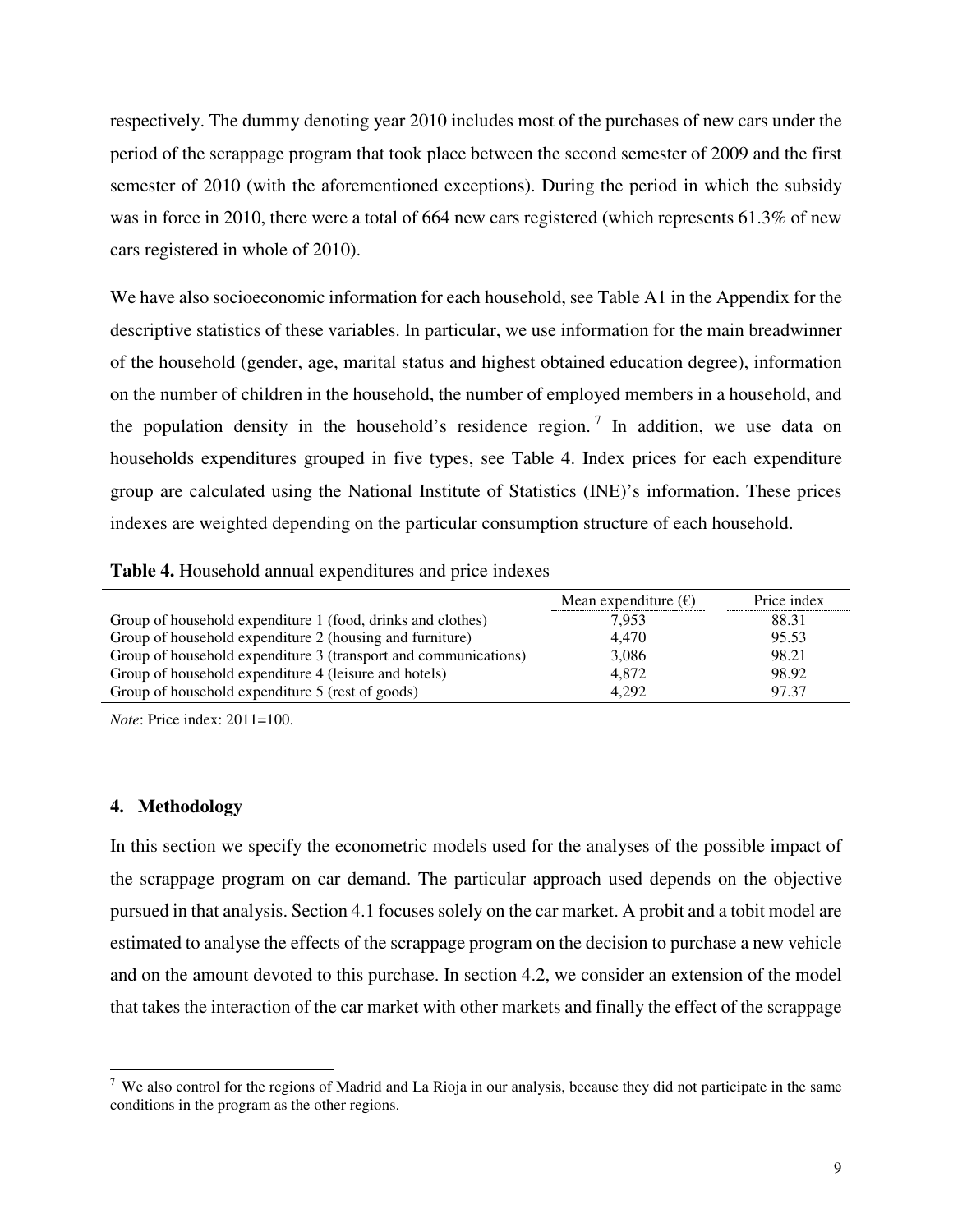respectively. The dummy denoting year 2010 includes most of the purchases of new cars under the period of the scrappage program that took place between the second semester of 2009 and the first semester of 2010 (with the aforementioned exceptions). During the period in which the subsidy was in force in 2010, there were a total of 664 new cars registered (which represents 61.3% of new cars registered in whole of 2010).

We have also socioeconomic information for each household, see Table A1 in the Appendix for the descriptive statistics of these variables. In particular, we use information for the main breadwinner of the household (gender, age, marital status and highest obtained education degree), information on the number of children in the household, the number of employed members in a household, and the population density in the household's residence region.[7] In addition, we use data on households expenditures grouped in five types, see Table 4. Index prices for each expenditure group are calculated using the National Institute of Statistics (INE)'s information. These prices indexes are weighted depending on the particular consumption structure of each household.

**Table 4.** Household annual expenditures and price indexes

| | Mean expenditure (€) | Price index |
|---|---|---|
| Group of household expenditure 1 (food, drinks and clothes) | 7,953 | 88.31 |
| Group of household expenditure 2 (housing and furniture) | 4,470 | 95.53 |
| Group of household expenditure 3 (transport and communications) | 3,086 | 98.21 |
| Group of household expenditure 4 (leisure and hotels) | 4,872 | 98.92 |
| Group of household expenditure 5 (rest of goods) | 4,292 | 97.37 |

*Note*: Price index: 2011=100.

## 4. Methodology

In this section we specify the econometric models used for the analyses of the possible impact of the scrappage program on car demand. The particular approach used depends on the objective pursued in that analysis. Section 4.1 focuses solely on the car market. A probit and a tobit model are estimated to analyse the effects of the scrappage program on the decision to purchase a new vehicle and on the amount devoted to this purchase. In section 4.2, we consider an extension of the model that takes the interaction of the car market with other markets and finally the effect of the scrappage

[7] We also control for the regions of Madrid and La Rioja in our analysis, because they did not participate in the same conditions in the program as the other regions.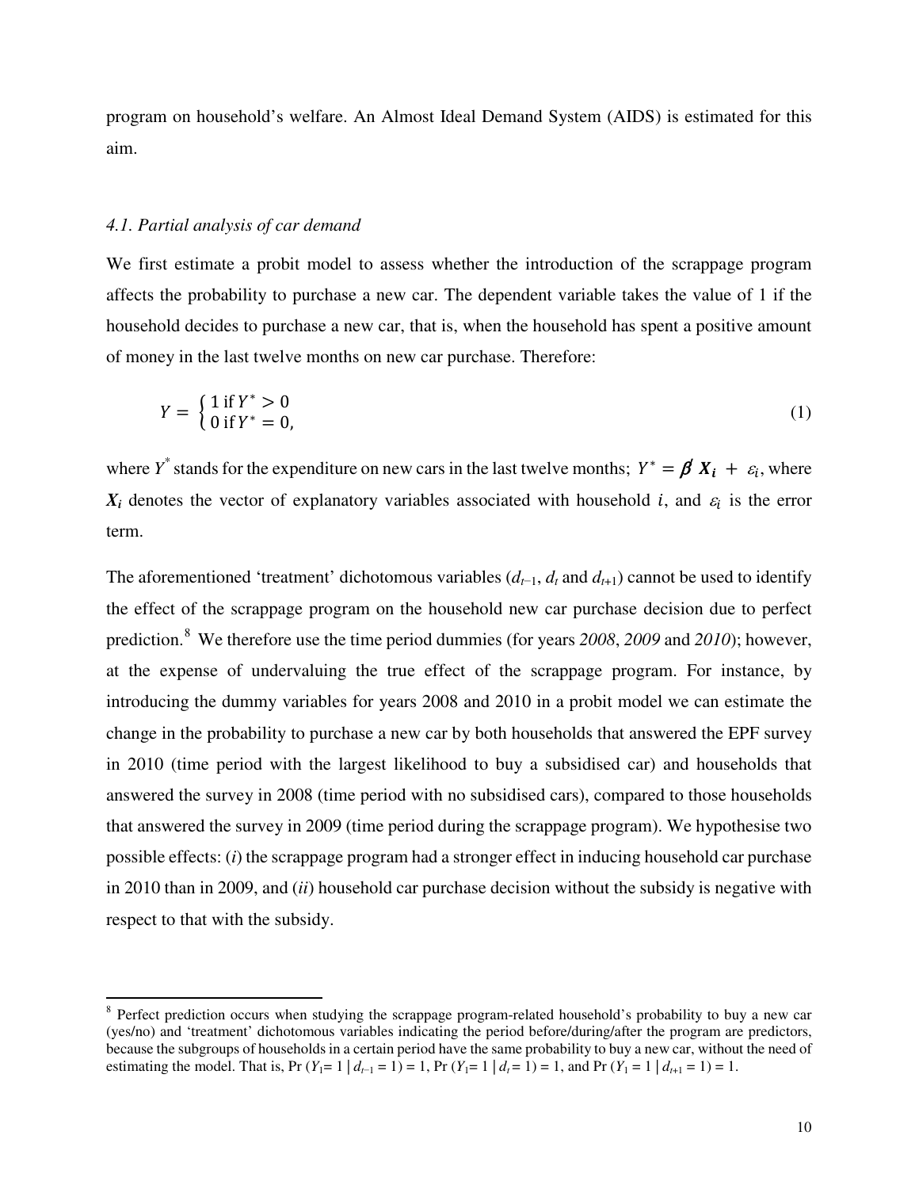program on household's welfare. An Almost Ideal Demand System (AIDS) is estimated for this aim.

### *4.1. Partial analysis of car demand*

We first estimate a probit model to assess whether the introduction of the scrappage program affects the probability to purchase a new car. The dependent variable takes the value of 1 if the household decides to purchase a new car, that is, when the household has spent a positive amount of money in the last twelve months on new car purchase. Therefore:

$$Y = \begin{cases} 1 \text{ if } Y^* > 0 \\ 0 \text{ if } Y^* = 0, \end{cases} \tag{1}$$

where $Y^*$ stands for the expenditure on new cars in the last twelve months; $Y^* = \boldsymbol{\beta}' \boldsymbol{X_i} + \varepsilon_i$, where $\boldsymbol{X_i}$ denotes the vector of explanatory variables associated with household $i$, and $\varepsilon_i$ is the error term.

The aforementioned 'treatment' dichotomous variables ($d_{t-1}$, $d_t$ and $d_{t+1}$) cannot be used to identify the effect of the scrappage program on the household new car purchase decision due to perfect prediction.[8] We therefore use the time period dummies (for years *2008*, *2009* and *2010*); however, at the expense of undervaluing the true effect of the scrappage program. For instance, by introducing the dummy variables for years 2008 and 2010 in a probit model we can estimate the change in the probability to purchase a new car by both households that answered the EPF survey in 2010 (time period with the largest likelihood to buy a subsidised car) and households that answered the survey in 2008 (time period with no subsidised cars), compared to those households that answered the survey in 2009 (time period during the scrappage program). We hypothesise two possible effects: (*i*) the scrappage program had a stronger effect in inducing household car purchase in 2010 than in 2009, and (*ii*) household car purchase decision without the subsidy is negative with respect to that with the subsidy.

---

[8] Perfect prediction occurs when studying the scrappage program-related household's probability to buy a new car (yes/no) and 'treatment' dichotomous variables indicating the period before/during/after the program are predictors, because the subgroups of households in a certain period have the same probability to buy a new car, without the need of estimating the model. That is, $\Pr(Y_1 = 1 \mid d_{t-1} = 1) = 1$, $\Pr(Y_1 = 1 \mid d_t = 1) = 1$, and $\Pr(Y_1 = 1 \mid d_{t+1} = 1) = 1$.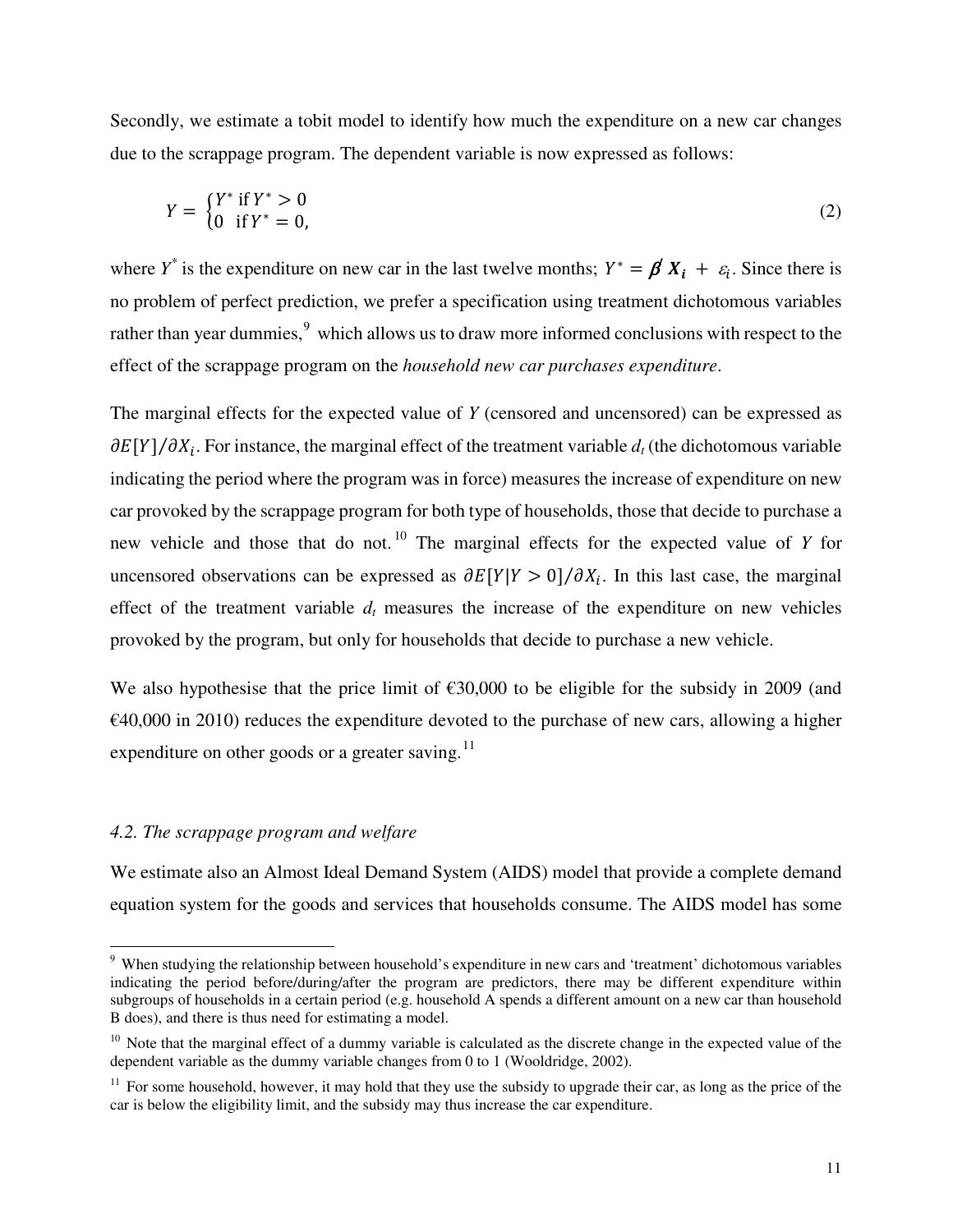Secondly, we estimate a tobit model to identify how much the expenditure on a new car changes due to the scrappage program. The dependent variable is now expressed as follows:

$$Y = \begin{cases} Y^* \text{ if } Y^* > 0 \\ 0 \;\; \text{if } Y^* = 0, \end{cases} \tag{2}$$

where $Y^*$ is the expenditure on new car in the last twelve months; $Y^* = \boldsymbol{\beta}' \boldsymbol{X_i} + \varepsilon_i$. Since there is no problem of perfect prediction, we prefer a specification using treatment dichotomous variables rather than year dummies,[9] which allows us to draw more informed conclusions with respect to the effect of the scrappage program on the *household new car purchases expenditure*.

The marginal effects for the expected value of $Y$ (censored and uncensored) can be expressed as $\partial E[Y]/\partial X_i$. For instance, the marginal effect of the treatment variable $d_t$ (the dichotomous variable indicating the period where the program was in force) measures the increase of expenditure on new car provoked by the scrappage program for both type of households, those that decide to purchase a new vehicle and those that do not.[10] The marginal effects for the expected value of $Y$ for uncensored observations can be expressed as $\partial E[Y|Y > 0]/\partial X_i$. In this last case, the marginal effect of the treatment variable $d_t$ measures the increase of the expenditure on new vehicles provoked by the program, but only for households that decide to purchase a new vehicle.

We also hypothesise that the price limit of €30,000 to be eligible for the subsidy in 2009 (and €40,000 in 2010) reduces the expenditure devoted to the purchase of new cars, allowing a higher expenditure on other goods or a greater saving.[11]

### *4.2. The scrappage program and welfare*

We estimate also an Almost Ideal Demand System (AIDS) model that provide a complete demand equation system for the goods and services that households consume. The AIDS model has some

---

[9] When studying the relationship between household's expenditure in new cars and 'treatment' dichotomous variables indicating the period before/during/after the program are predictors, there may be different expenditure within subgroups of households in a certain period (e.g. household A spends a different amount on a new car than household B does), and there is thus need for estimating a model.

[10] Note that the marginal effect of a dummy variable is calculated as the discrete change in the expected value of the dependent variable as the dummy variable changes from 0 to 1 (Wooldridge, 2002).

[11] For some household, however, it may hold that they use the subsidy to upgrade their car, as long as the price of the car is below the eligibility limit, and the subsidy may thus increase the car expenditure.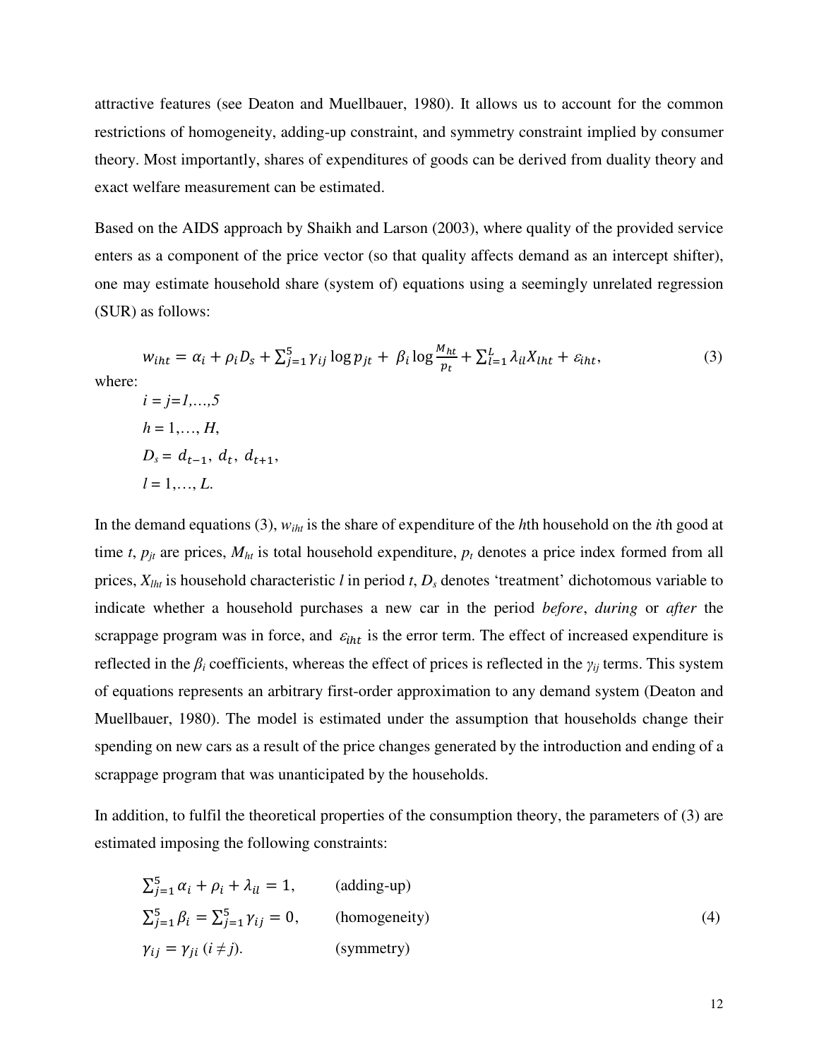attractive features (see Deaton and Muellbauer, 1980). It allows us to account for the common restrictions of homogeneity, adding-up constraint, and symmetry constraint implied by consumer theory. Most importantly, shares of expenditures of goods can be derived from duality theory and exact welfare measurement can be estimated.

Based on the AIDS approach by Shaikh and Larson (2003), where quality of the provided service enters as a component of the price vector (so that quality affects demand as an intercept shifter), one may estimate household share (system of) equations using a seemingly unrelated regression (SUR) as follows:

$$w_{iht} = \alpha_i + \rho_i D_s + \sum_{j=1}^{5} \gamma_{ij} \log p_{jt} + \beta_i \log \frac{M_{ht}}{p_t} + \sum_{l=1}^{L} \lambda_{il} X_{lht} + \varepsilon_{iht}, \tag{3}$$

where:

$i = j = 1,\ldots,5$

$h = 1,\ldots, H,$

$D_s = d_{t-1},\ d_t,\ d_{t+1},$

$l = 1,\ldots, L.$

In the demand equations (3), $w_{iht}$ is the share of expenditure of the $h$th household on the $i$th good at time $t$, $p_{jt}$ are prices, $M_{ht}$ is total household expenditure, $p_t$ denotes a price index formed from all prices, $X_{lht}$ is household characteristic $l$ in period $t$, $D_s$ denotes 'treatment' dichotomous variable to indicate whether a household purchases a new car in the period *before*, *during* or *after* the scrappage program was in force, and $\varepsilon_{iht}$ is the error term. The effect of increased expenditure is reflected in the $\beta_i$ coefficients, whereas the effect of prices is reflected in the $\gamma_{ij}$ terms. This system of equations represents an arbitrary first-order approximation to any demand system (Deaton and Muellbauer, 1980). The model is estimated under the assumption that households change their spending on new cars as a result of the price changes generated by the introduction and ending of a scrappage program that was unanticipated by the households.

In addition, to fulfil the theoretical properties of the consumption theory, the parameters of (3) are estimated imposing the following constraints:

$$\begin{aligned}
&\sum_{j=1}^{5} \alpha_i + \rho_i + \lambda_{il} = 1, && \text{(adding-up)} \\
&\sum_{j=1}^{5} \beta_i = \sum_{j=1}^{5} \gamma_{ij} = 0, && \text{(homogeneity)} \\
&\gamma_{ij} = \gamma_{ji}\ (i \neq j). && \text{(symmetry)}
\end{aligned} \tag{4}$$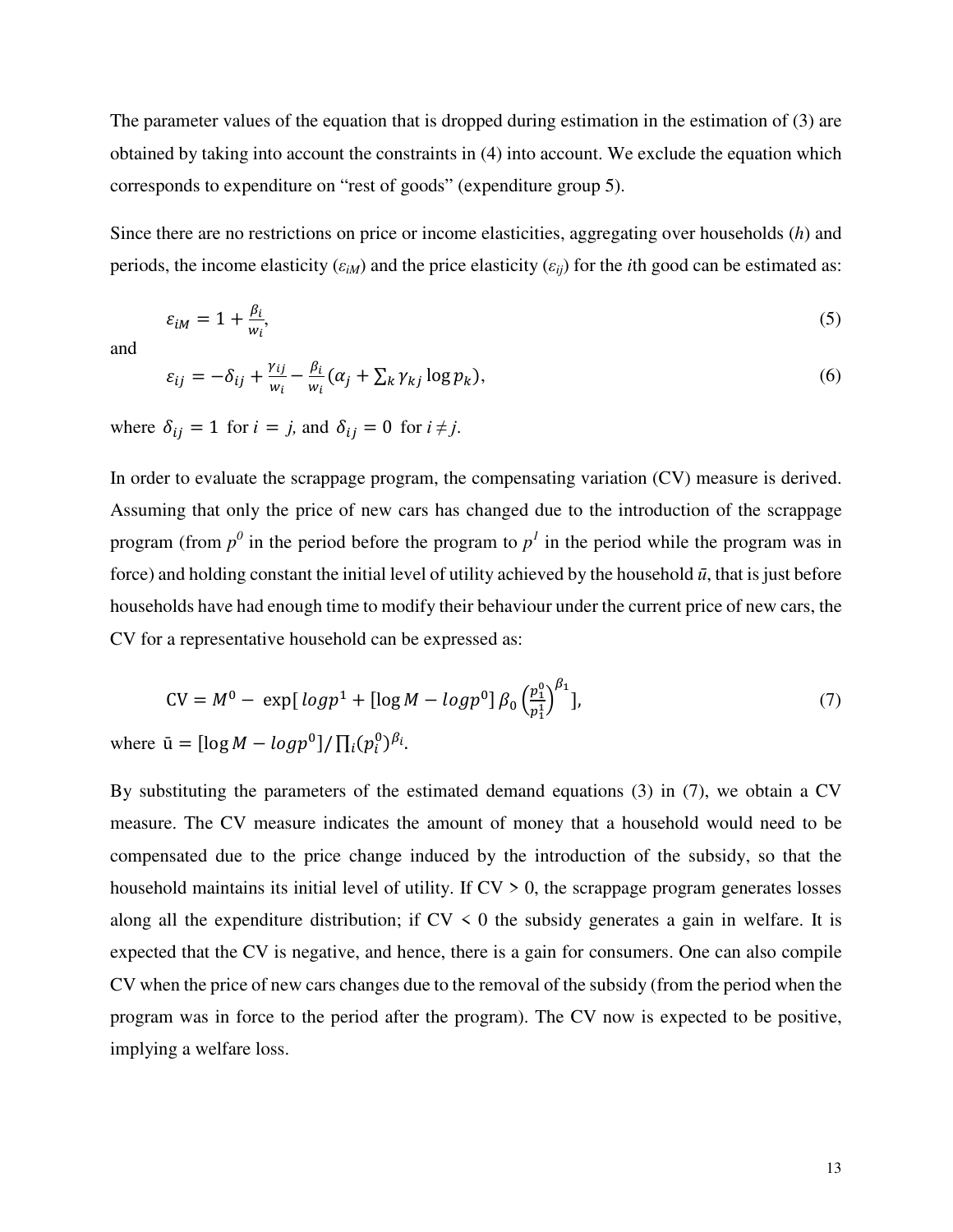The parameter values of the equation that is dropped during estimation in the estimation of (3) are obtained by taking into account the constraints in (4) into account. We exclude the equation which corresponds to expenditure on "rest of goods" (expenditure group 5).

Since there are no restrictions on price or income elasticities, aggregating over households (*h*) and periods, the income elasticity ($\varepsilon_{iM}$) and the price elasticity ($\varepsilon_{ij}$) for the *i*th good can be estimated as:

$$\varepsilon_{iM} = 1 + \frac{\beta_i}{w_i}, \tag{5}$$

and

$$\varepsilon_{ij} = -\delta_{ij} + \frac{\gamma_{ij}}{w_i} - \frac{\beta_i}{w_i}(\alpha_j + \textstyle\sum_k \gamma_{kj} \log p_k), \tag{6}$$

where $\delta_{ij} = 1$ for $i = j$, and $\delta_{ij} = 0$ for $i \neq j$.

In order to evaluate the scrappage program, the compensating variation (CV) measure is derived. Assuming that only the price of new cars has changed due to the introduction of the scrappage program (from $p^0$ in the period before the program to $p^1$ in the period while the program was in force) and holding constant the initial level of utility achieved by the household $\bar{u}$, that is just before households have had enough time to modify their behaviour under the current price of new cars, the CV for a representative household can be expressed as:

$$\text{CV} = M^0 - \exp[\, logp^1 + [\log M - logp^0]\, \beta_0 \left(\frac{p_1^0}{p_1^1}\right)^{\beta_1}], \tag{7}$$

where $\bar{u} = [\log M - logp^0] / \prod_i (p_i^0)^{\beta_i}$.

By substituting the parameters of the estimated demand equations (3) in (7), we obtain a CV measure. The CV measure indicates the amount of money that a household would need to be compensated due to the price change induced by the introduction of the subsidy, so that the household maintains its initial level of utility. If CV > 0, the scrappage program generates losses along all the expenditure distribution; if CV < 0 the subsidy generates a gain in welfare. It is expected that the CV is negative, and hence, there is a gain for consumers. One can also compile CV when the price of new cars changes due to the removal of the subsidy (from the period when the program was in force to the period after the program). The CV now is expected to be positive, implying a welfare loss.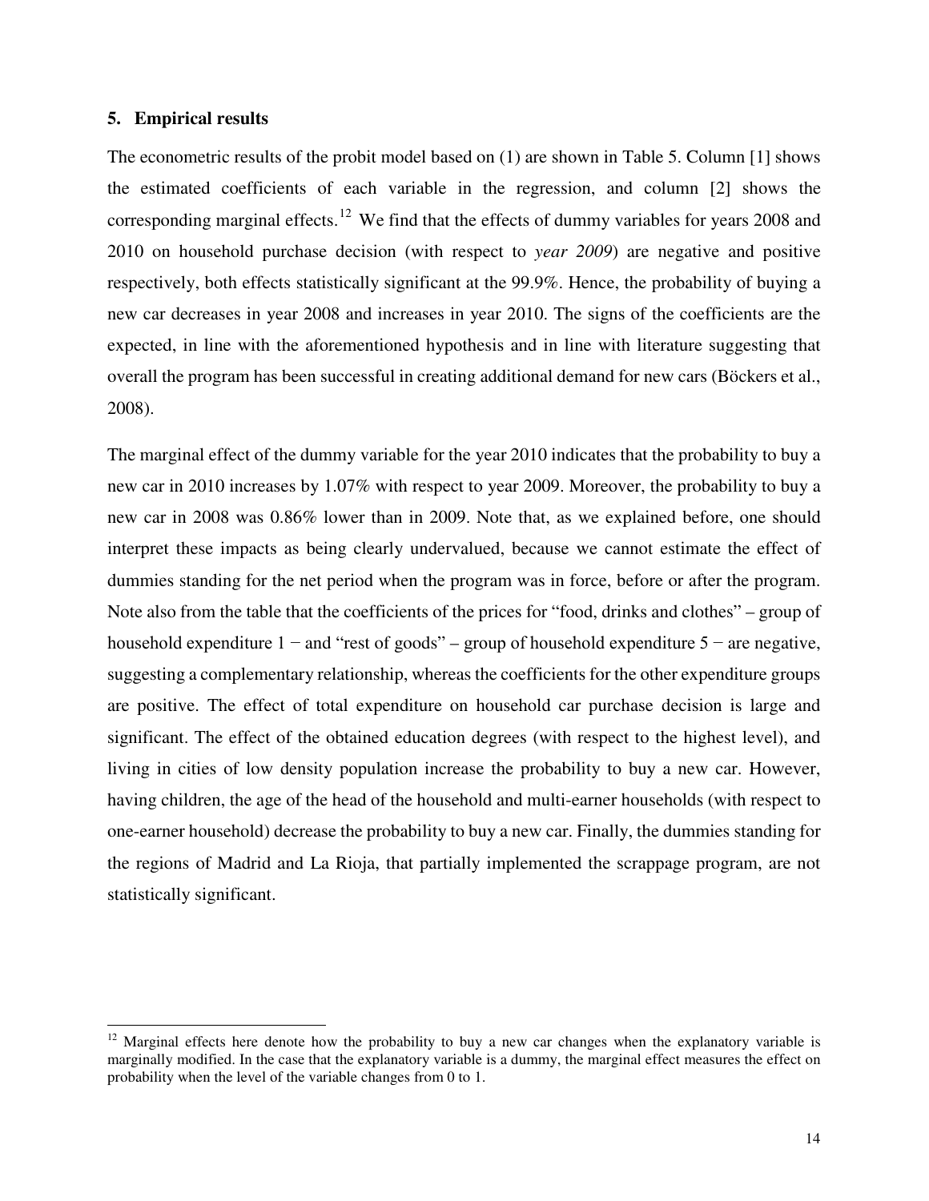## 5. Empirical results

The econometric results of the probit model based on (1) are shown in Table 5. Column [1] shows the estimated coefficients of each variable in the regression, and column [2] shows the corresponding marginal effects.[12] We find that the effects of dummy variables for years 2008 and 2010 on household purchase decision (with respect to *year 2009*) are negative and positive respectively, both effects statistically significant at the 99.9%. Hence, the probability of buying a new car decreases in year 2008 and increases in year 2010. The signs of the coefficients are the expected, in line with the aforementioned hypothesis and in line with literature suggesting that overall the program has been successful in creating additional demand for new cars (Böckers et al., 2008).

The marginal effect of the dummy variable for the year 2010 indicates that the probability to buy a new car in 2010 increases by 1.07% with respect to year 2009. Moreover, the probability to buy a new car in 2008 was 0.86% lower than in 2009. Note that, as we explained before, one should interpret these impacts as being clearly undervalued, because we cannot estimate the effect of dummies standing for the net period when the program was in force, before or after the program. Note also from the table that the coefficients of the prices for "food, drinks and clothes" – group of household expenditure 1 − and "rest of goods" – group of household expenditure 5 − are negative, suggesting a complementary relationship, whereas the coefficients for the other expenditure groups are positive. The effect of total expenditure on household car purchase decision is large and significant. The effect of the obtained education degrees (with respect to the highest level), and living in cities of low density population increase the probability to buy a new car. However, having children, the age of the head of the household and multi-earner households (with respect to one-earner household) decrease the probability to buy a new car. Finally, the dummies standing for the regions of Madrid and La Rioja, that partially implemented the scrappage program, are not statistically significant.

---

[12] Marginal effects here denote how the probability to buy a new car changes when the explanatory variable is marginally modified. In the case that the explanatory variable is a dummy, the marginal effect measures the effect on probability when the level of the variable changes from 0 to 1.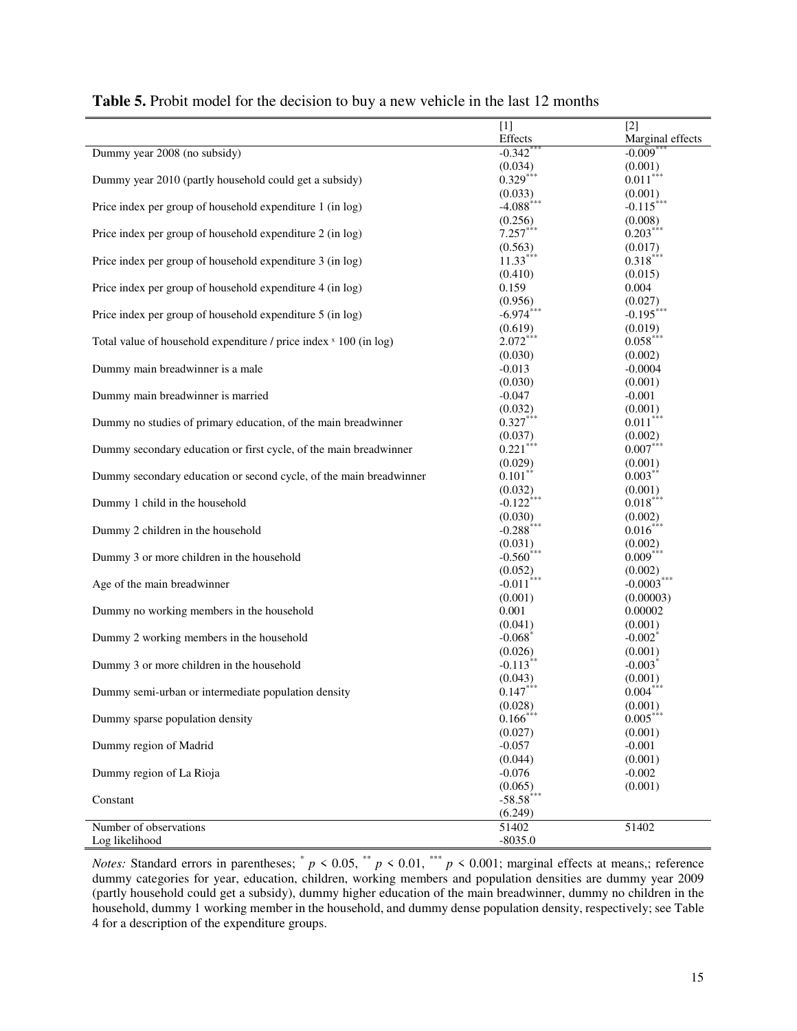**Table 5.** Probit model for the decision to buy a new vehicle in the last 12 months

| | [1] Effects | [2] Marginal effects |
|---|---|---|
| Dummy year 2008 (no subsidy) | -0.342*** | -0.009*** |
| | (0.034) | (0.001) |
| Dummy year 2010 (partly household could get a subsidy) | 0.329*** | 0.011*** |
| | (0.033) | (0.001) |
| Price index per group of household expenditure 1 (in log) | -4.088*** | -0.115*** |
| | (0.256) | (0.008) |
| Price index per group of household expenditure 2 (in log) | 7.257*** | 0.203*** |
| | (0.563) | (0.017) |
| Price index per group of household expenditure 3 (in log) | 11.33*** | 0.318*** |
| | (0.410) | (0.015) |
| Price index per group of household expenditure 4 (in log) | 0.159 | 0.004 |
| | (0.956) | (0.027) |
| Price index per group of household expenditure 5 (in log) | -6.974*** | -0.195*** |
| | (0.619) | (0.019) |
| Total value of household expenditure / price index x 100 (in log) | 2.072*** | 0.058*** |
| | (0.030) | (0.002) |
| Dummy main breadwinner is a male | -0.013 | -0.0004 |
| | (0.030) | (0.001) |
| Dummy main breadwinner is married | -0.047 | -0.001 |
| | (0.032) | (0.001) |
| Dummy no studies of primary education, of the main breadwinner | 0.327*** | 0.011*** |
| | (0.037) | (0.002) |
| Dummy secondary education or first cycle, of the main breadwinner | 0.221*** | 0.007*** |
| | (0.029) | (0.001) |
| Dummy secondary education or second cycle, of the main breadwinner | 0.101** | 0.003** |
| | (0.032) | (0.001) |
| Dummy 1 child in the household | -0.122*** | 0.018*** |
| | (0.030) | (0.002) |
| Dummy 2 children in the household | -0.288*** | 0.016*** |
| | (0.031) | (0.002) |
| Dummy 3 or more children in the household | -0.560*** | 0.009*** |
| | (0.052) | (0.002) |
| Age of the main breadwinner | -0.011*** | -0.0003*** |
| | (0.001) | (0.00003) |
| Dummy no working members in the household | 0.001 | 0.00002 |
| | (0.041) | (0.001) |
| Dummy 2 working members in the household | -0.068* | -0.002* |
| | (0.026) | (0.001) |
| Dummy 3 or more children in the household | -0.113** | -0.003* |
| | (0.043) | (0.001) |
| Dummy semi-urban or intermediate population density | 0.147*** | 0.004*** |
| | (0.028) | (0.001) |
| Dummy sparse population density | 0.166*** | 0.005*** |
| | (0.027) | (0.001) |
| Dummy region of Madrid | -0.057 | -0.001 |
| | (0.044) | (0.001) |
| Dummy region of La Rioja | -0.076 | -0.002 |
| | (0.065) | (0.001) |
| Constant | -58.58*** | |
| | (6.249) | |
| Number of observations | 51402 | 51402 |
| Log likelihood | -8035.0 | |

*Notes:* Standard errors in parentheses; * $p < 0.05$, ** $p < 0.01$, *** $p < 0.001$; marginal effects at means,; reference dummy categories for year, education, children, working members and population densities are dummy year 2009 (partly household could get a subsidy), dummy higher education of the main breadwinner, dummy no children in the household, dummy 1 working member in the household, and dummy dense population density, respectively; see Table 4 for a description of the expenditure groups.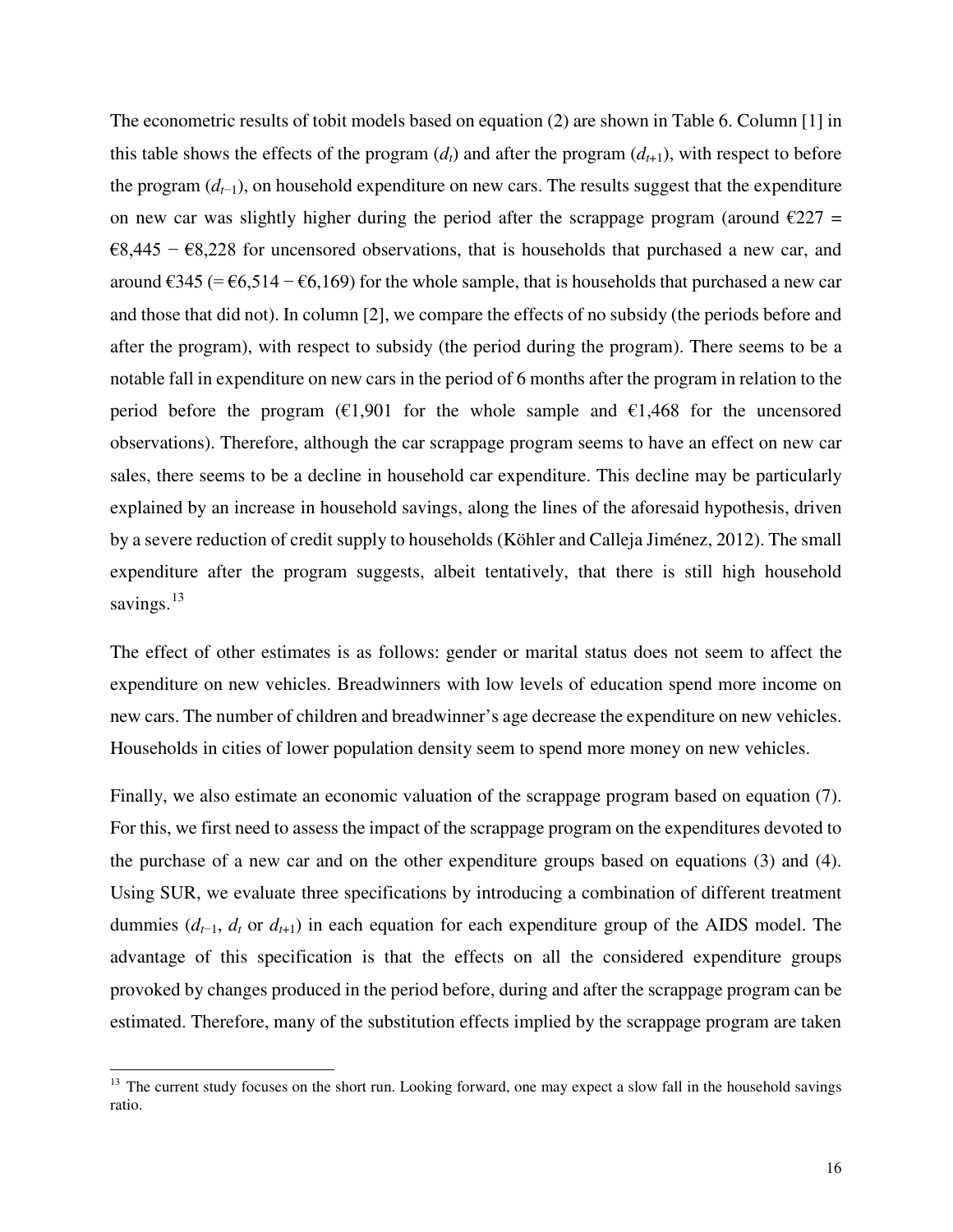The econometric results of tobit models based on equation (2) are shown in Table 6. Column [1] in this table shows the effects of the program ($d_t$) and after the program ($d_{t+1}$), with respect to before the program ($d_{t-1}$), on household expenditure on new cars. The results suggest that the expenditure on new car was slightly higher during the period after the scrappage program (around €227 = €8,445 − €8,228 for uncensored observations, that is households that purchased a new car, and around €345 (= €6,514 − €6,169) for the whole sample, that is households that purchased a new car and those that did not). In column [2], we compare the effects of no subsidy (the periods before and after the program), with respect to subsidy (the period during the program). There seems to be a notable fall in expenditure on new cars in the period of 6 months after the program in relation to the period before the program (€1,901 for the whole sample and €1,468 for the uncensored observations). Therefore, although the car scrappage program seems to have an effect on new car sales, there seems to be a decline in household car expenditure. This decline may be particularly explained by an increase in household savings, along the lines of the aforesaid hypothesis, driven by a severe reduction of credit supply to households (Köhler and Calleja Jiménez, 2012). The small expenditure after the program suggests, albeit tentatively, that there is still high household savings.[13]

The effect of other estimates is as follows: gender or marital status does not seem to affect the expenditure on new vehicles. Breadwinners with low levels of education spend more income on new cars. The number of children and breadwinner's age decrease the expenditure on new vehicles. Households in cities of lower population density seem to spend more money on new vehicles.

Finally, we also estimate an economic valuation of the scrappage program based on equation (7). For this, we first need to assess the impact of the scrappage program on the expenditures devoted to the purchase of a new car and on the other expenditure groups based on equations (3) and (4). Using SUR, we evaluate three specifications by introducing a combination of different treatment dummies ($d_{t-1}$, $d_t$ or $d_{t+1}$) in each equation for each expenditure group of the AIDS model. The advantage of this specification is that the effects on all the considered expenditure groups provoked by changes produced in the period before, during and after the scrappage program can be estimated. Therefore, many of the substitution effects implied by the scrappage program are taken

[13] The current study focuses on the short run. Looking forward, one may expect a slow fall in the household savings ratio.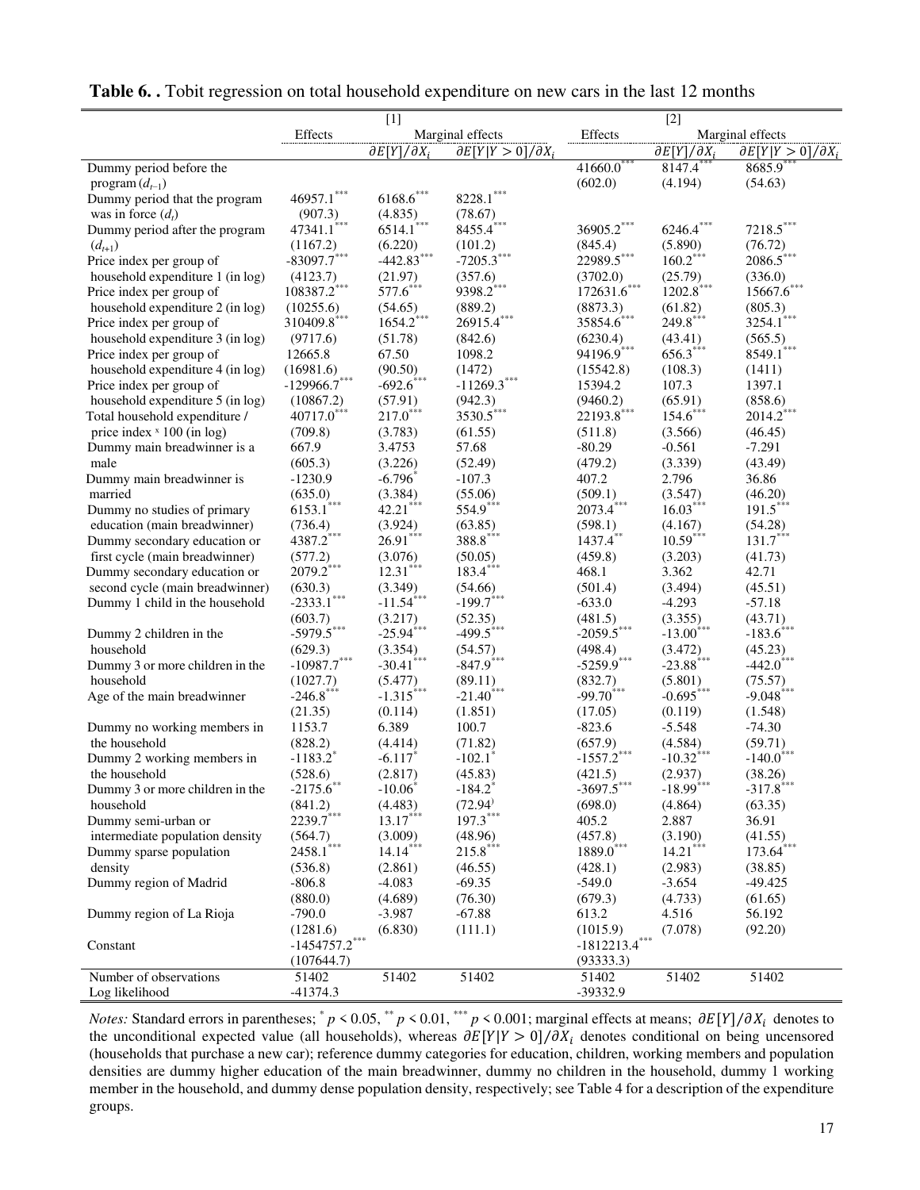**Table 6. .** Tobit regression on total household expenditure on new cars in the last 12 months

| | [1] | | | [2] | | |
|---|---|---|---|---|---|---|
| | Effects | Marginal effects | | Effects | Marginal effects | |
| | | $\partial E[Y]/\partial X_i$ | $\partial E[Y\|Y>0]/\partial X_i$ | | $\partial E[Y]/\partial X_i$ | $\partial E[Y\|Y>0]/\partial X_i$ |
| Dummy period before the program ($d_{t-1}$) | | | | 41660.0*** | 8147.4*** | 8685.9*** |
| | | | | (602.0) | (4.194) | (54.63) |
| Dummy period that the program was in force ($d_t$) | 46957.1*** | 6168.6*** | 8228.1*** | | | |
| | (907.3) | (4.835) | (78.67) | | | |
| Dummy period after the program ($d_{t+1}$) | 47341.1*** | 6514.1*** | 8455.4*** | 36905.2*** | 6246.4*** | 7218.5*** |
| | (1167.2) | (6.220) | (101.2) | (845.4) | (5.890) | (76.72) |
| Price index per group of household expenditure 1 (in log) | -83097.7*** | -442.83*** | -7205.3*** | 22989.5*** | 160.2*** | 2086.5*** |
| | (4123.7) | (21.97) | (357.6) | (3702.0) | (25.79) | (336.0) |
| Price index per group of household expenditure 2 (in log) | 108387.2*** | 577.6*** | 9398.2*** | 172631.6*** | 1202.8*** | 15667.6*** |
| | (10255.6) | (54.65) | (889.2) | (8873.3) | (61.82) | (805.3) |
| Price index per group of household expenditure 3 (in log) | 310409.8*** | 1654.2*** | 26915.4*** | 35854.6*** | 249.8*** | 3254.1*** |
| | (9717.6) | (51.78) | (842.6) | (6230.4) | (43.41) | (565.5) |
| Price index per group of household expenditure 4 (in log) | 12665.8 | 67.50 | 1098.2 | 94196.9*** | 656.3*** | 8549.1*** |
| | (16981.6) | (90.50) | (1472) | (15542.8) | (108.3) | (1411) |
| Price index per group of household expenditure 5 (in log) | -129966.7*** | -692.6*** | -11269.3*** | 15394.2 | 107.3 | 1397.1 |
| | (10867.2) | (57.91) | (942.3) | (9460.2) | (65.91) | (858.6) |
| Total household expenditure / price index x 100 (in log) | 40717.0*** | 217.0*** | 3530.5*** | 22193.8*** | 154.6*** | 2014.2*** |
| | (709.8) | (3.783) | (61.55) | (511.8) | (3.566) | (46.45) |
| Dummy main breadwinner is a male | 667.9 | 3.4753 | 57.68 | -80.29 | -0.561 | -7.291 |
| | (605.3) | (3.226) | (52.49) | (479.2) | (3.339) | (43.49) |
| Dummy main breadwinner is married | -1230.9 | -6.796* | -107.3 | 407.2 | 2.796 | 36.86 |
| | (635.0) | (3.384) | (55.06) | (509.1) | (3.547) | (46.20) |
| Dummy no studies of primary education (main breadwinner) | 6153.1*** | 42.21*** | 554.9*** | 2073.4*** | 16.03*** | 191.5*** |
| | (736.4) | (3.924) | (63.85) | (598.1) | (4.167) | (54.28) |
| Dummy secondary education or first cycle (main breadwinner) | 4387.2*** | 26.91*** | 388.8*** | 1437.4** | 10.59*** | 131.7*** |
| | (577.2) | (3.076) | (50.05) | (459.8) | (3.203) | (41.73) |
| Dummy secondary education or second cycle (main breadwinner) | 2079.2*** | 12.31*** | 183.4*** | 468.1 | 3.362 | 42.71 |
| | (630.3) | (3.349) | (54.66) | (501.4) | (3.494) | (45.51) |
| Dummy 1 child in the household | -2333.1*** | -11.54*** | -199.7*** | -633.0 | -4.293 | -57.18 |
| | (603.7) | (3.217) | (52.35) | (481.5) | (3.355) | (43.71) |
| Dummy 2 children in the household | -5979.5*** | -25.94*** | -499.5*** | -2059.5*** | -13.00*** | -183.6*** |
| | (629.3) | (3.354) | (54.57) | (498.4) | (3.472) | (45.23) |
| Dummy 3 or more children in the household | -10987.7*** | -30.41*** | -847.9*** | -5259.9*** | -23.88*** | -442.0*** |
| | (1027.7) | (5.477) | (89.11) | (832.7) | (5.801) | (75.57) |
| Age of the main breadwinner | -246.8*** | -1.315*** | -21.40*** | -99.70*** | -0.695*** | -9.048*** |
| | (21.35) | (0.114) | (1.851) | (17.05) | (0.119) | (1.548) |
| Dummy no working members in the household | 1153.7 | 6.389 | 100.7 | -823.6 | -5.548 | -74.30 |
| | (828.2) | (4.414) | (71.82) | (657.9) | (4.584) | (59.71) |
| Dummy 2 working members in the household | -1183.2* | -6.117* | -102.1* | -1557.2*** | -10.32*** | -140.0*** |
| | (528.6) | (2.817) | (45.83) | (421.5) | (2.937) | (38.26) |
| Dummy 3 or more children in the household | -2175.6** | -10.06* | -184.2* | -3697.5*** | -18.99*** | -317.8*** |
| | (841.2) | (4.483) | (72.94) | (698.0) | (4.864) | (63.35) |
| Dummy semi-urban or intermediate population density | 2239.7*** | 13.17*** | 197.3*** | 405.2 | 2.887 | 36.91 |
| | (564.7) | (3.009) | (48.96) | (457.8) | (3.190) | (41.55) |
| Dummy sparse population density | 2458.1*** | 14.14*** | 215.8*** | 1889.0*** | 14.21*** | 173.64*** |
| | (536.8) | (2.861) | (46.55) | (428.1) | (2.983) | (38.85) |
| Dummy region of Madrid | -806.8 | -4.083 | -69.35 | -549.0 | -3.654 | -49.425 |
| | (880.0) | (4.689) | (76.30) | (679.3) | (4.733) | (61.65) |
| Dummy region of La Rioja | -790.0 | -3.987 | -67.88 | 613.2 | 4.516 | 56.192 |
| | (1281.6) | (6.830) | (111.1) | (1015.9) | (7.078) | (92.20) |
| Constant | -1454757.2*** | | | -1812213.4*** | | |
| | (107644.7) | | | (93333.3) | | |
| Number of observations | 51402 | 51402 | 51402 | 51402 | 51402 | 51402 |
| Log likelihood | -41374.3 | | | -39332.9 | | |

*Notes:* Standard errors in parentheses; * $p < 0.05$, ** $p < 0.01$, *** $p < 0.001$; marginal effects at means; $\partial E[Y]/\partial X_i$ denotes to the unconditional expected value (all households), whereas $\partial E[Y|Y>0]/\partial X_i$ denotes conditional on being uncensored (households that purchase a new car); reference dummy categories for education, children, working members and population densities are dummy higher education of the main breadwinner, dummy no children in the household, dummy 1 working member in the household, and dummy dense population density, respectively; see Table 4 for a description of the expenditure groups.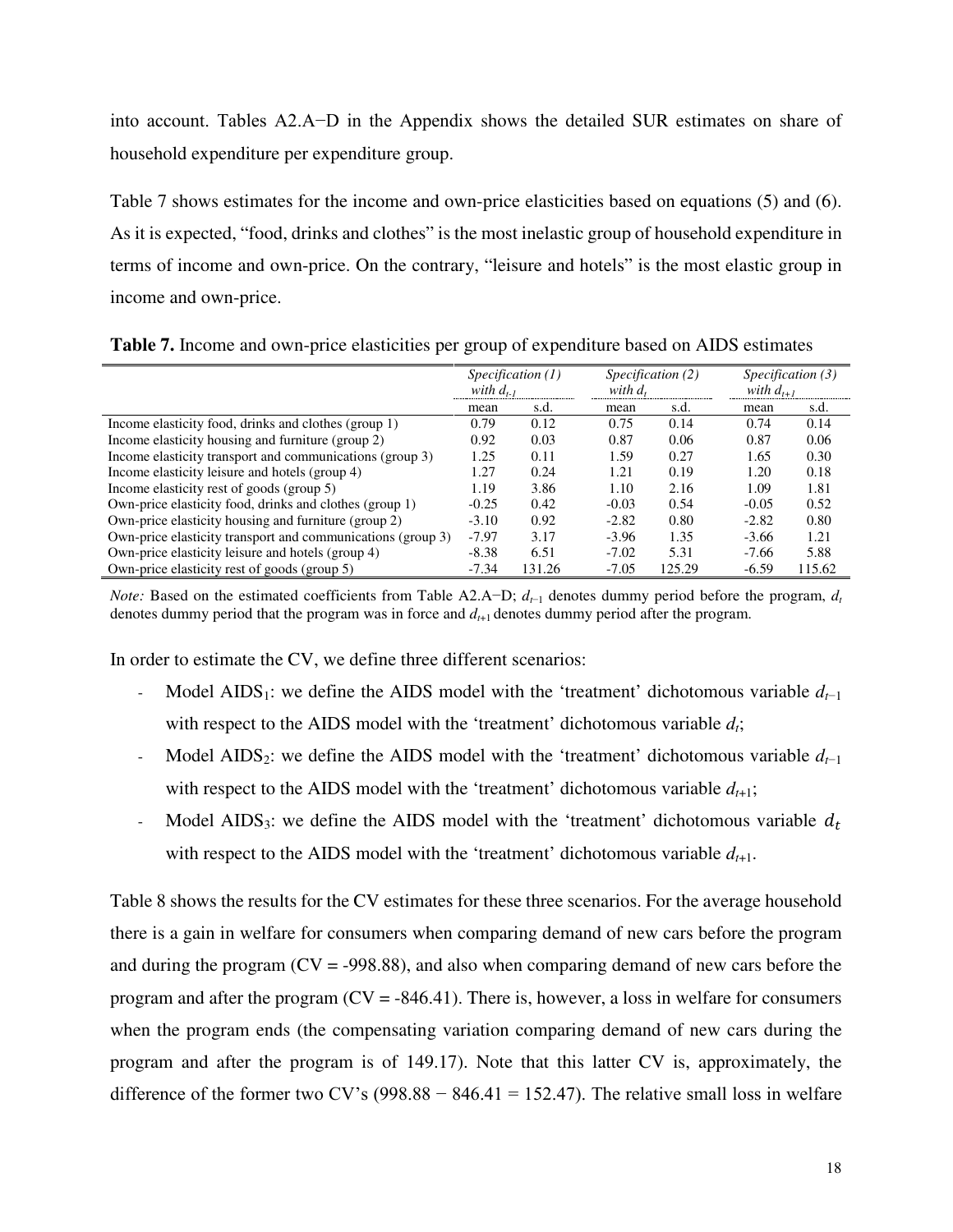into account. Tables A2.A−D in the Appendix shows the detailed SUR estimates on share of household expenditure per expenditure group.

Table 7 shows estimates for the income and own-price elasticities based on equations (5) and (6). As it is expected, “food, drinks and clothes” is the most inelastic group of household expenditure in terms of income and own-price. On the contrary, “leisure and hotels” is the most elastic group in income and own-price.

**Table 7.** Income and own-price elasticities per group of expenditure based on AIDS estimates

| | *Specification (1) with $d_{t-1}$* | | *Specification (2) with $d_t$* | | *Specification (3) with $d_{t+1}$* | |
|---|---|---|---|---|---|---|
| | mean | s.d. | mean | s.d. | mean | s.d. |
| Income elasticity food, drinks and clothes (group 1) | 0.79 | 0.12 | 0.75 | 0.14 | 0.74 | 0.14 |
| Income elasticity housing and furniture (group 2) | 0.92 | 0.03 | 0.87 | 0.06 | 0.87 | 0.06 |
| Income elasticity transport and communications (group 3) | 1.25 | 0.11 | 1.59 | 0.27 | 1.65 | 0.30 |
| Income elasticity leisure and hotels (group 4) | 1.27 | 0.24 | 1.21 | 0.19 | 1.20 | 0.18 |
| Income elasticity rest of goods (group 5) | 1.19 | 3.86 | 1.10 | 2.16 | 1.09 | 1.81 |
| Own-price elasticity food, drinks and clothes (group 1) | -0.25 | 0.42 | -0.03 | 0.54 | -0.05 | 0.52 |
| Own-price elasticity housing and furniture (group 2) | -3.10 | 0.92 | -2.82 | 0.80 | -2.82 | 0.80 |
| Own-price elasticity transport and communications (group 3) | -7.97 | 3.17 | -3.96 | 1.35 | -3.66 | 1.21 |
| Own-price elasticity leisure and hotels (group 4) | -8.38 | 6.51 | -7.02 | 5.31 | -7.66 | 5.88 |
| Own-price elasticity rest of goods (group 5) | -7.34 | 131.26 | -7.05 | 125.29 | -6.59 | 115.62 |

*Note:* Based on the estimated coefficients from Table A2.A−D; $d_{t-1}$ denotes dummy period before the program, $d_t$ denotes dummy period that the program was in force and $d_{t+1}$ denotes dummy period after the program.

In order to estimate the CV, we define three different scenarios:

- Model AIDS$_1$: we define the AIDS model with the ‘treatment’ dichotomous variable $d_{t-1}$ with respect to the AIDS model with the ‘treatment’ dichotomous variable $d_t$;
- Model AIDS$_2$: we define the AIDS model with the ‘treatment’ dichotomous variable $d_{t-1}$ with respect to the AIDS model with the ‘treatment’ dichotomous variable $d_{t+1}$;
- Model AIDS$_3$: we define the AIDS model with the ‘treatment’ dichotomous variable $d_t$ with respect to the AIDS model with the ‘treatment’ dichotomous variable $d_{t+1}$.

Table 8 shows the results for the CV estimates for these three scenarios. For the average household there is a gain in welfare for consumers when comparing demand of new cars before the program and during the program (CV = -998.88), and also when comparing demand of new cars before the program and after the program (CV = -846.41). There is, however, a loss in welfare for consumers when the program ends (the compensating variation comparing demand of new cars during the program and after the program is of 149.17). Note that this latter CV is, approximately, the difference of the former two CV’s (998.88 − 846.41 = 152.47). The relative small loss in welfare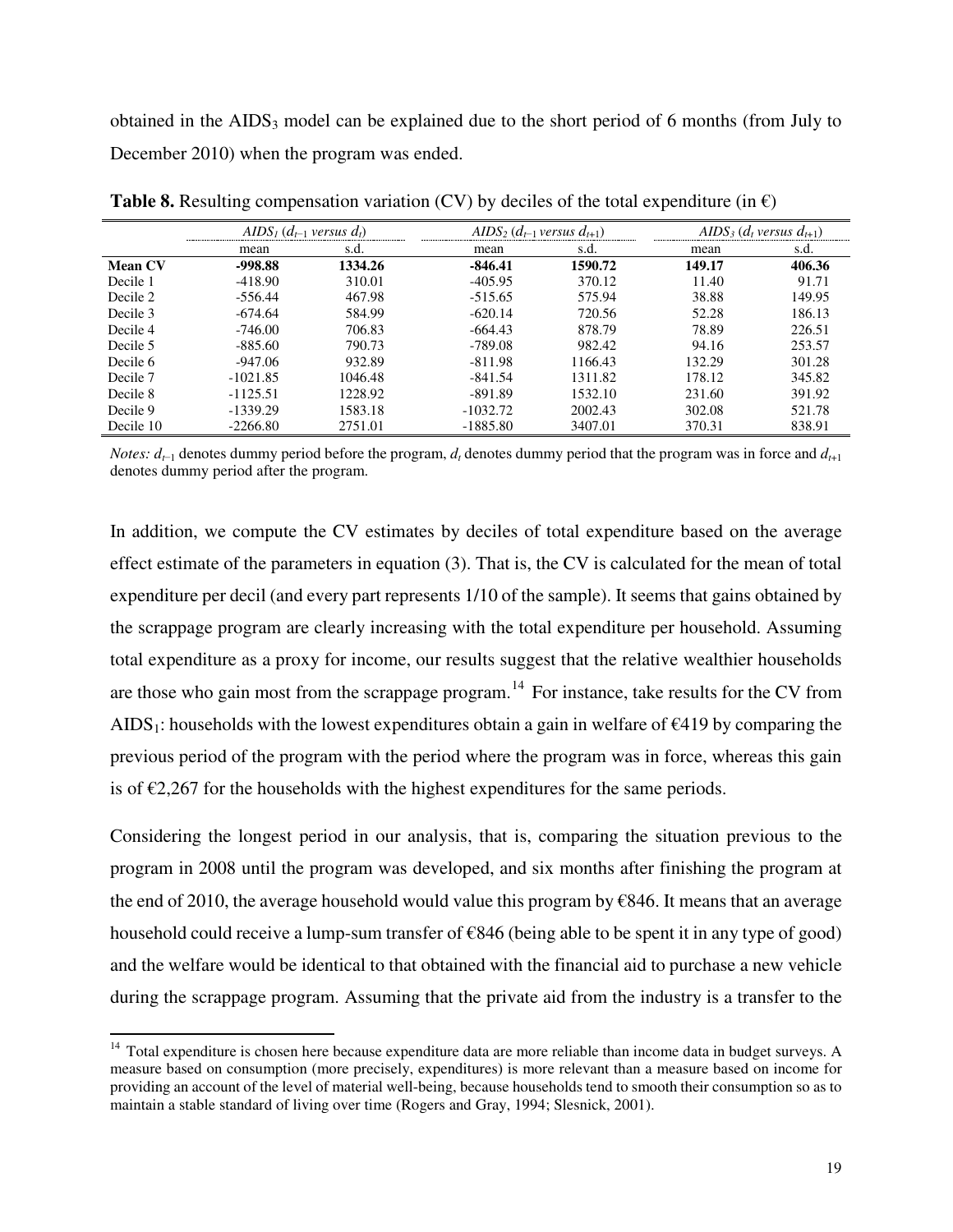obtained in the $AIDS_3$ model can be explained due to the short period of 6 months (from July to December 2010) when the program was ended.

**Table 8.** Resulting compensation variation (CV) by deciles of the total expenditure (in €)

| | $AIDS_1$ ($d_{t-1}$ *versus* $d_t$) | | $AIDS_2$ ($d_{t-1}$ *versus* $d_{t+1}$) | | $AIDS_3$ ($d_t$ *versus* $d_{t+1}$) | |
|---|---|---|---|---|---|---|
| | mean | s.d. | mean | s.d. | mean | s.d. |
| **Mean CV** | **-998.88** | **1334.26** | **-846.41** | **1590.72** | **149.17** | **406.36** |
| Decile 1 | -418.90 | 310.01 | -405.95 | 370.12 | 11.40 | 91.71 |
| Decile 2 | -556.44 | 467.98 | -515.65 | 575.94 | 38.88 | 149.95 |
| Decile 3 | -674.64 | 584.99 | -620.14 | 720.56 | 52.28 | 186.13 |
| Decile 4 | -746.00 | 706.83 | -664.43 | 878.79 | 78.89 | 226.51 |
| Decile 5 | -885.60 | 790.73 | -789.08 | 982.42 | 94.16 | 253.57 |
| Decile 6 | -947.06 | 932.89 | -811.98 | 1166.43 | 132.29 | 301.28 |
| Decile 7 | -1021.85 | 1046.48 | -841.54 | 1311.82 | 178.12 | 345.82 |
| Decile 8 | -1125.51 | 1228.92 | -891.89 | 1532.10 | 231.60 | 391.92 |
| Decile 9 | -1339.29 | 1583.18 | -1032.72 | 2002.43 | 302.08 | 521.78 |
| Decile 10 | -2266.80 | 2751.01 | -1885.80 | 3407.01 | 370.31 | 838.91 |

*Notes:* $d_{t-1}$ denotes dummy period before the program, $d_t$ denotes dummy period that the program was in force and $d_{t+1}$ denotes dummy period after the program.

In addition, we compute the CV estimates by deciles of total expenditure based on the average effect estimate of the parameters in equation (3). That is, the CV is calculated for the mean of total expenditure per decil (and every part represents 1/10 of the sample). It seems that gains obtained by the scrappage program are clearly increasing with the total expenditure per household. Assuming total expenditure as a proxy for income, our results suggest that the relative wealthier households are those who gain most from the scrappage program.[14] For instance, take results for the CV from $AIDS_1$: households with the lowest expenditures obtain a gain in welfare of €419 by comparing the previous period of the program with the period where the program was in force, whereas this gain is of €2,267 for the households with the highest expenditures for the same periods.

Considering the longest period in our analysis, that is, comparing the situation previous to the program in 2008 until the program was developed, and six months after finishing the program at the end of 2010, the average household would value this program by €846. It means that an average household could receive a lump-sum transfer of €846 (being able to be spent it in any type of good) and the welfare would be identical to that obtained with the financial aid to purchase a new vehicle during the scrappage program. Assuming that the private aid from the industry is a transfer to the

[14] Total expenditure is chosen here because expenditure data are more reliable than income data in budget surveys. A measure based on consumption (more precisely, expenditures) is more relevant than a measure based on income for providing an account of the level of material well-being, because households tend to smooth their consumption so as to maintain a stable standard of living over time (Rogers and Gray, 1994; Slesnick, 2001).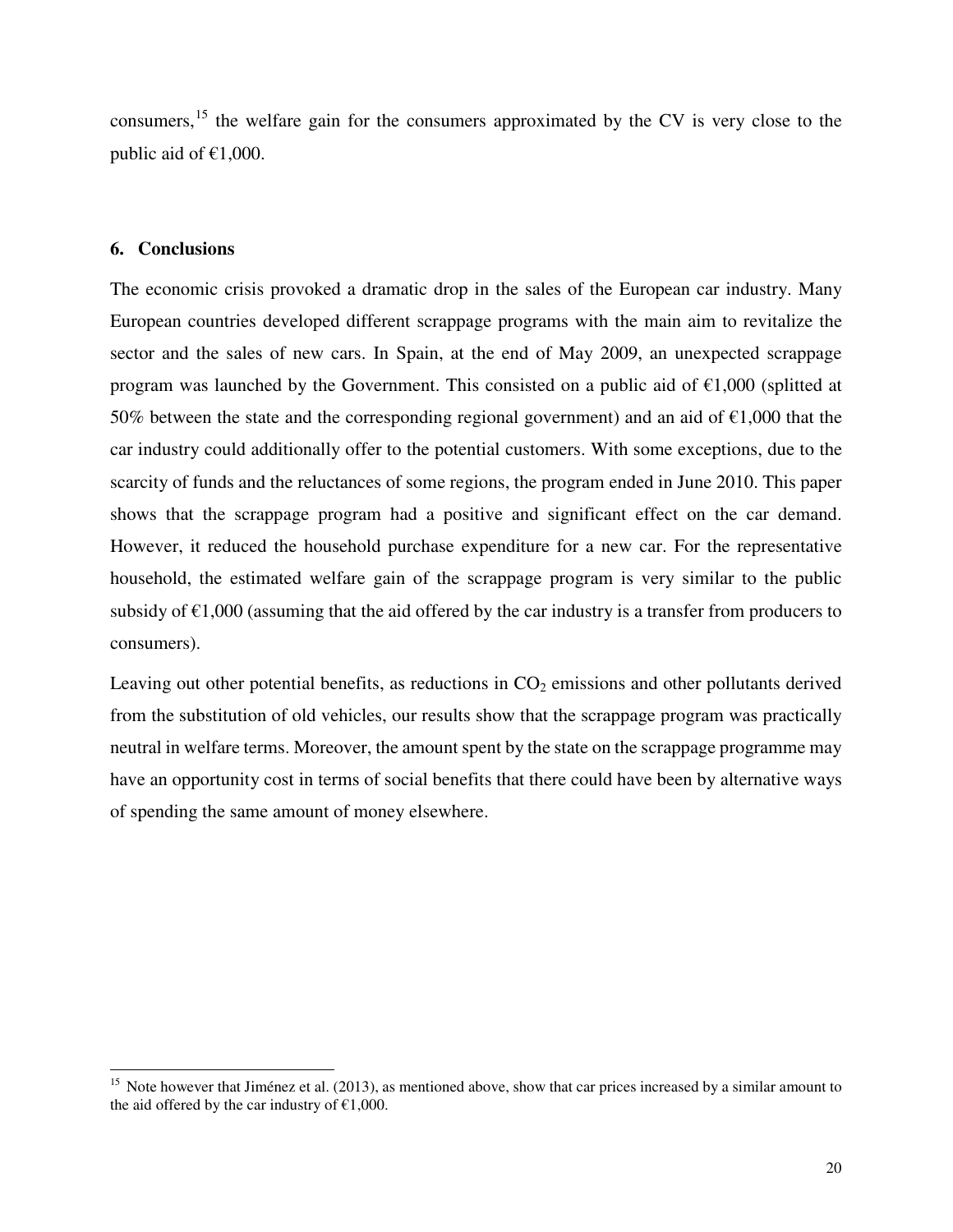consumers,[15] the welfare gain for the consumers approximated by the CV is very close to the public aid of €1,000.

## 6. Conclusions

The economic crisis provoked a dramatic drop in the sales of the European car industry. Many European countries developed different scrappage programs with the main aim to revitalize the sector and the sales of new cars. In Spain, at the end of May 2009, an unexpected scrappage program was launched by the Government. This consisted on a public aid of €1,000 (splitted at 50% between the state and the corresponding regional government) and an aid of €1,000 that the car industry could additionally offer to the potential customers. With some exceptions, due to the scarcity of funds and the reluctances of some regions, the program ended in June 2010. This paper shows that the scrappage program had a positive and significant effect on the car demand. However, it reduced the household purchase expenditure for a new car. For the representative household, the estimated welfare gain of the scrappage program is very similar to the public subsidy of €1,000 (assuming that the aid offered by the car industry is a transfer from producers to consumers).

Leaving out other potential benefits, as reductions in $CO_2$ emissions and other pollutants derived from the substitution of old vehicles, our results show that the scrappage program was practically neutral in welfare terms. Moreover, the amount spent by the state on the scrappage programme may have an opportunity cost in terms of social benefits that there could have been by alternative ways of spending the same amount of money elsewhere.

---

[15] Note however that Jiménez et al. (2013), as mentioned above, show that car prices increased by a similar amount to the aid offered by the car industry of €1,000.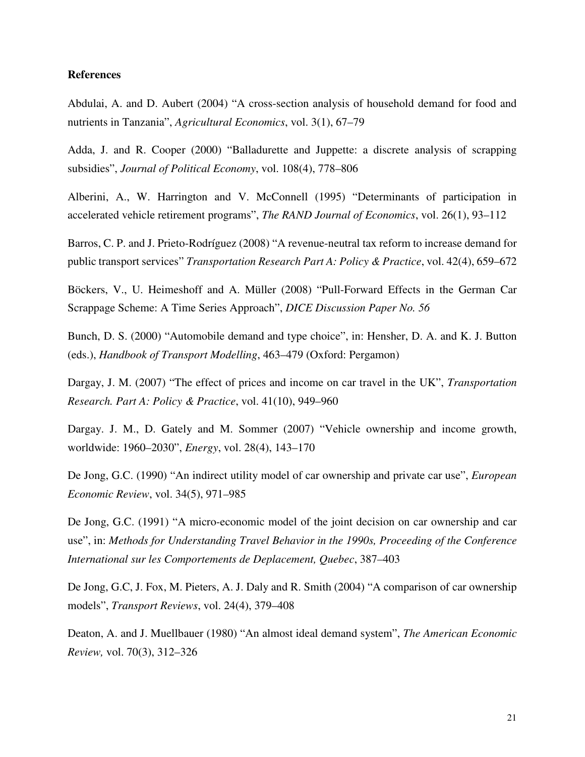**References**

Abdulai, A. and D. Aubert (2004) “A cross-section analysis of household demand for food and nutrients in Tanzania”, *Agricultural Economics*, vol. 3(1), 67–79

Adda, J. and R. Cooper (2000) “Balladurette and Juppette: a discrete analysis of scrapping subsidies”, *Journal of Political Economy*, vol. 108(4), 778–806

Alberini, A., W. Harrington and V. McConnell (1995) “Determinants of participation in accelerated vehicle retirement programs”, *The RAND Journal of Economics*, vol. 26(1), 93–112

Barros, C. P. and J. Prieto-Rodríguez (2008) “A revenue-neutral tax reform to increase demand for public transport services” *Transportation Research Part A: Policy & Practice*, vol. 42(4), 659–672

Böckers, V., U. Heimeshoff and A. Müller (2008) “Pull-Forward Effects in the German Car Scrappage Scheme: A Time Series Approach”, *DICE Discussion Paper No. 56*

Bunch, D. S. (2000) “Automobile demand and type choice”, in: Hensher, D. A. and K. J. Button (eds.), *Handbook of Transport Modelling*, 463–479 (Oxford: Pergamon)

Dargay, J. M. (2007) “The effect of prices and income on car travel in the UK”, *Transportation Research. Part A: Policy & Practice*, vol. 41(10), 949–960

Dargay. J. M., D. Gately and M. Sommer (2007) “Vehicle ownership and income growth, worldwide: 1960–2030”, *Energy*, vol. 28(4), 143–170

De Jong, G.C. (1990) “An indirect utility model of car ownership and private car use”, *European Economic Review*, vol. 34(5), 971–985

De Jong, G.C. (1991) “A micro-economic model of the joint decision on car ownership and car use”, in: *Methods for Understanding Travel Behavior in the 1990s, Proceeding of the Conference International sur les Comportements de Deplacement, Quebec*, 387–403

De Jong, G.C, J. Fox, M. Pieters, A. J. Daly and R. Smith (2004) “A comparison of car ownership models”, *Transport Reviews*, vol. 24(4), 379–408

Deaton, A. and J. Muellbauer (1980) “An almost ideal demand system”, *The American Economic Review,* vol. 70(3), 312–326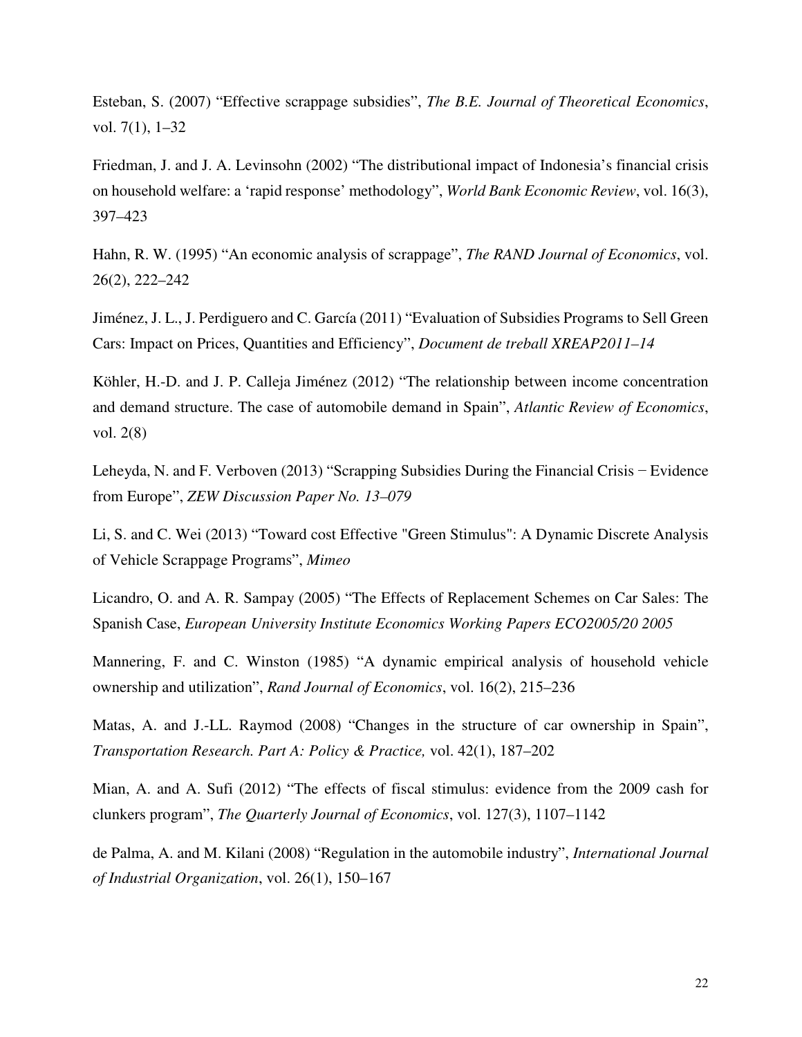Esteban, S. (2007) “Effective scrappage subsidies”, *The B.E. Journal of Theoretical Economics*, vol. 7(1), 1–32

Friedman, J. and J. A. Levinsohn (2002) “The distributional impact of Indonesia’s financial crisis on household welfare: a ‘rapid response’ methodology”, *World Bank Economic Review*, vol. 16(3), 397–423

Hahn, R. W. (1995) “An economic analysis of scrappage”, *The RAND Journal of Economics*, vol. 26(2), 222–242

Jiménez, J. L., J. Perdiguero and C. García (2011) “Evaluation of Subsidies Programs to Sell Green Cars: Impact on Prices, Quantities and Efficiency”, *Document de treball XREAP2011–14*

Köhler, H.-D. and J. P. Calleja Jiménez (2012) “The relationship between income concentration and demand structure. The case of automobile demand in Spain”, *Atlantic Review of Economics*, vol. 2(8)

Leheyda, N. and F. Verboven (2013) “Scrapping Subsidies During the Financial Crisis − Evidence from Europe”, *ZEW Discussion Paper No. 13–079*

Li, S. and C. Wei (2013) “Toward cost Effective "Green Stimulus": A Dynamic Discrete Analysis of Vehicle Scrappage Programs”, *Mimeo*

Licandro, O. and A. R. Sampay (2005) “The Effects of Replacement Schemes on Car Sales: The Spanish Case, *European University Institute Economics Working Papers ECO2005/20 2005*

Mannering, F. and C. Winston (1985) “A dynamic empirical analysis of household vehicle ownership and utilization”, *Rand Journal of Economics*, vol. 16(2), 215–236

Matas, A. and J.-LL. Raymod (2008) “Changes in the structure of car ownership in Spain”, *Transportation Research. Part A: Policy & Practice,* vol. 42(1), 187–202

Mian, A. and A. Sufi (2012) “The effects of fiscal stimulus: evidence from the 2009 cash for clunkers program”, *The Quarterly Journal of Economics*, vol. 127(3), 1107–1142

de Palma, A. and M. Kilani (2008) “Regulation in the automobile industry”, *International Journal of Industrial Organization*, vol. 26(1), 150–167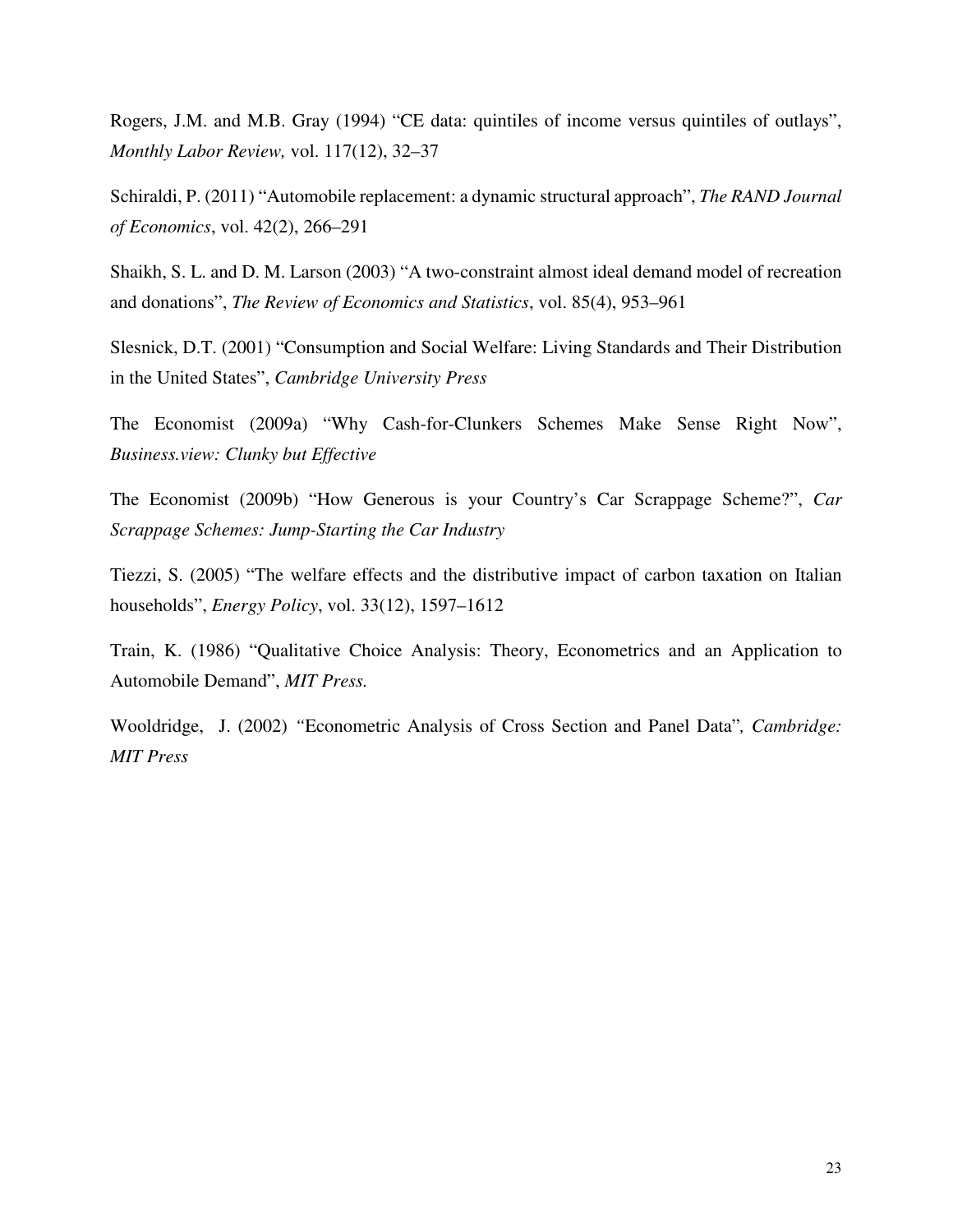Rogers, J.M. and M.B. Gray (1994) “CE data: quintiles of income versus quintiles of outlays”, *Monthly Labor Review,* vol. 117(12), 32–37

Schiraldi, P. (2011) “Automobile replacement: a dynamic structural approach”, *The RAND Journal of Economics*, vol. 42(2), 266–291

Shaikh, S. L. and D. M. Larson (2003) “A two-constraint almost ideal demand model of recreation and donations”, *The Review of Economics and Statistics*, vol. 85(4), 953–961

Slesnick, D.T. (2001) “Consumption and Social Welfare: Living Standards and Their Distribution in the United States”, *Cambridge University Press*

The Economist (2009a) “Why Cash-for-Clunkers Schemes Make Sense Right Now”, *Business.view: Clunky but Effective*

The Economist (2009b) “How Generous is your Country’s Car Scrappage Scheme?”, *Car Scrappage Schemes: Jump-Starting the Car Industry*

Tiezzi, S. (2005) “The welfare effects and the distributive impact of carbon taxation on Italian households”, *Energy Policy*, vol. 33(12), 1597–1612

Train, K. (1986) “Qualitative Choice Analysis: Theory, Econometrics and an Application to Automobile Demand”, *MIT Press.*

Wooldridge, J. (2002) “Econometric Analysis of Cross Section and Panel Data”*, Cambridge: MIT Press*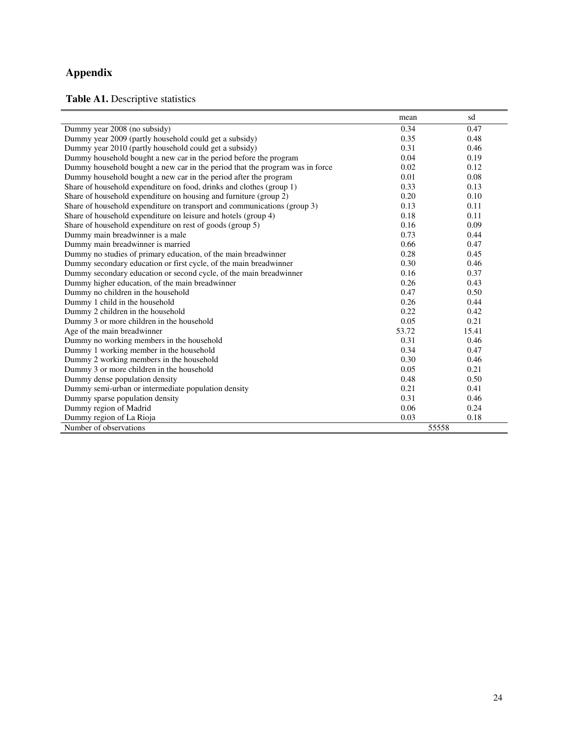## Appendix

**Table A1.** Descriptive statistics

| | mean | sd |
|---|---|---|
| Dummy year 2008 (no subsidy) | 0.34 | 0.47 |
| Dummy year 2009 (partly household could get a subsidy) | 0.35 | 0.48 |
| Dummy year 2010 (partly household could get a subsidy) | 0.31 | 0.46 |
| Dummy household bought a new car in the period before the program | 0.04 | 0.19 |
| Dummy household bought a new car in the period that the program was in force | 0.02 | 0.12 |
| Dummy household bought a new car in the period after the program | 0.01 | 0.08 |
| Share of household expenditure on food, drinks and clothes (group 1) | 0.33 | 0.13 |
| Share of household expenditure on housing and furniture (group 2) | 0.20 | 0.10 |
| Share of household expenditure on transport and communications (group 3) | 0.13 | 0.11 |
| Share of household expenditure on leisure and hotels (group 4) | 0.18 | 0.11 |
| Share of household expenditure on rest of goods (group 5) | 0.16 | 0.09 |
| Dummy main breadwinner is a male | 0.73 | 0.44 |
| Dummy main breadwinner is married | 0.66 | 0.47 |
| Dummy no studies of primary education, of the main breadwinner | 0.28 | 0.45 |
| Dummy secondary education or first cycle, of the main breadwinner | 0.30 | 0.46 |
| Dummy secondary education or second cycle, of the main breadwinner | 0.16 | 0.37 |
| Dummy higher education, of the main breadwinner | 0.26 | 0.43 |
| Dummy no children in the household | 0.47 | 0.50 |
| Dummy 1 child in the household | 0.26 | 0.44 |
| Dummy 2 children in the household | 0.22 | 0.42 |
| Dummy 3 or more children in the household | 0.05 | 0.21 |
| Age of the main breadwinner | 53.72 | 15.41 |
| Dummy no working members in the household | 0.31 | 0.46 |
| Dummy 1 working member in the household | 0.34 | 0.47 |
| Dummy 2 working members in the household | 0.30 | 0.46 |
| Dummy 3 or more children in the household | 0.05 | 0.21 |
| Dummy dense population density | 0.48 | 0.50 |
| Dummy semi-urban or intermediate population density | 0.21 | 0.41 |
| Dummy sparse population density | 0.31 | 0.46 |
| Dummy region of Madrid | 0.06 | 0.24 |
| Dummy region of La Rioja | 0.03 | 0.18 |
| Number of observations | 55558 | |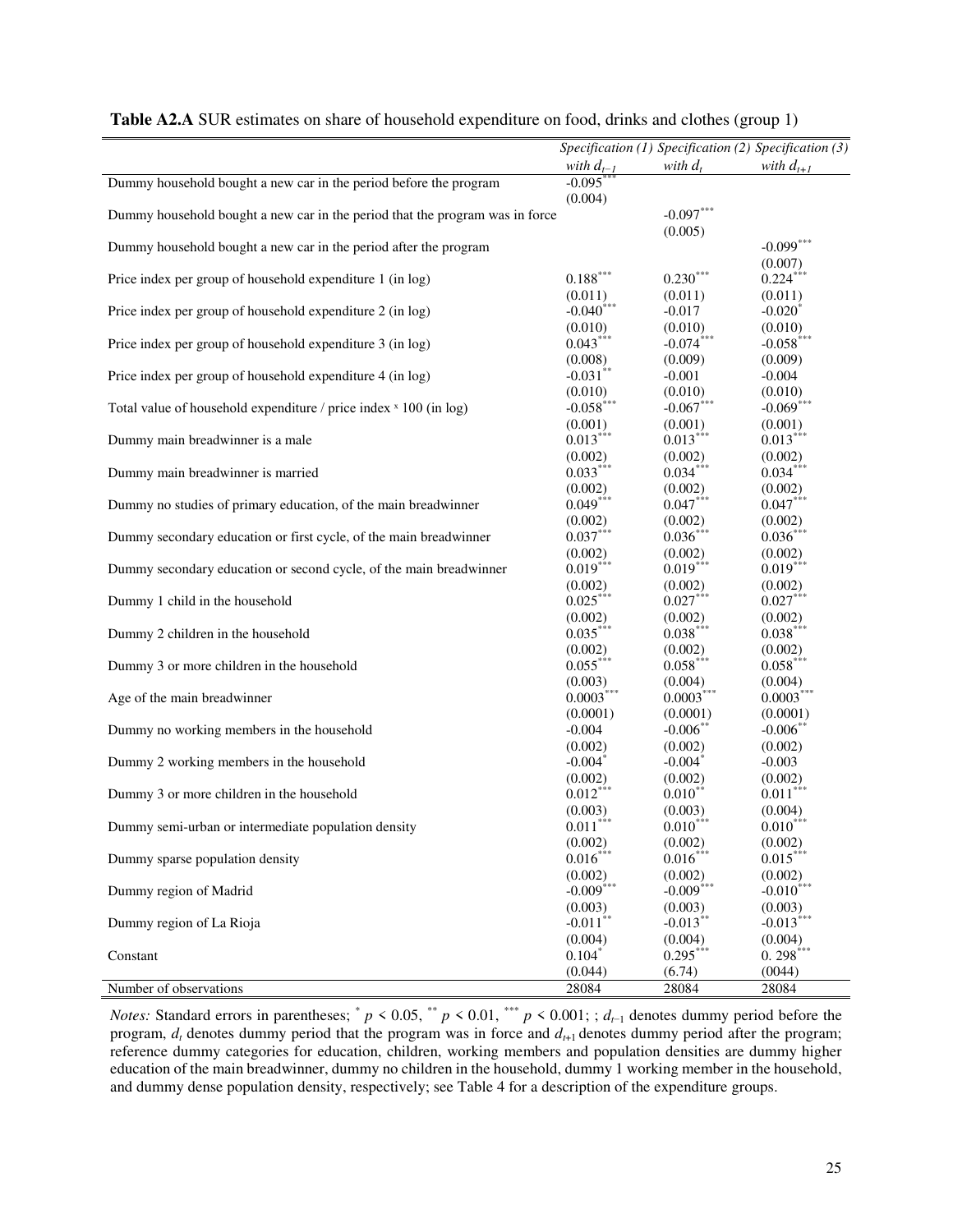**Table A2.A** SUR estimates on share of household expenditure on food, drinks and clothes (group 1)

| | Specification (1) with $d_{t-1}$ | Specification (2) with $d_t$ | Specification (3) with $d_{t+1}$ |
|---|---|---|---|
| Dummy household bought a new car in the period before the program | -0.095*** | | |
| | (0.004) | | |
| Dummy household bought a new car in the period that the program was in force | | -0.097*** | |
| | | (0.005) | |
| Dummy household bought a new car in the period after the program | | | -0.099*** |
| | | | (0.007) |
| Price index per group of household expenditure 1 (in log) | 0.188*** | 0.230*** | 0.224*** |
| | (0.011) | (0.011) | (0.011) |
| Price index per group of household expenditure 2 (in log) | -0.040*** | -0.017 | -0.020* |
| | (0.010) | (0.010) | (0.010) |
| Price index per group of household expenditure 3 (in log) | 0.043*** | -0.074*** | -0.058*** |
| | (0.008) | (0.009) | (0.009) |
| Price index per group of household expenditure 4 (in log) | -0.031** | -0.001 | -0.004 |
| | (0.010) | (0.010) | (0.010) |
| Total value of household expenditure / price index x 100 (in log) | -0.058*** | -0.067*** | -0.069*** |
| | (0.001) | (0.001) | (0.001) |
| Dummy main breadwinner is a male | 0.013*** | 0.013*** | 0.013*** |
| | (0.002) | (0.002) | (0.002) |
| Dummy main breadwinner is married | 0.033*** | 0.034*** | 0.034*** |
| | (0.002) | (0.002) | (0.002) |
| Dummy no studies of primary education, of the main breadwinner | 0.049*** | 0.047*** | 0.047*** |
| | (0.002) | (0.002) | (0.002) |
| Dummy secondary education or first cycle, of the main breadwinner | 0.037*** | 0.036*** | 0.036*** |
| | (0.002) | (0.002) | (0.002) |
| Dummy secondary education or second cycle, of the main breadwinner | 0.019*** | 0.019*** | 0.019*** |
| | (0.002) | (0.002) | (0.002) |
| Dummy 1 child in the household | 0.025*** | 0.027*** | 0.027*** |
| | (0.002) | (0.002) | (0.002) |
| Dummy 2 children in the household | 0.035*** | 0.038*** | 0.038*** |
| | (0.002) | (0.002) | (0.002) |
| Dummy 3 or more children in the household | 0.055*** | 0.058*** | 0.058*** |
| | (0.003) | (0.004) | (0.004) |
| Age of the main breadwinner | 0.0003*** | 0.0003*** | 0.0003*** |
| | (0.0001) | (0.0001) | (0.0001) |
| Dummy no working members in the household | -0.004 | -0.006** | -0.006** |
| | (0.002) | (0.002) | (0.002) |
| Dummy 2 working members in the household | -0.004* | -0.004* | -0.003 |
| | (0.002) | (0.002) | (0.002) |
| Dummy 3 or more children in the household | 0.012*** | 0.010** | 0.011*** |
| | (0.003) | (0.003) | (0.004) |
| Dummy semi-urban or intermediate population density | 0.011*** | 0.010*** | 0.010*** |
| | (0.002) | (0.002) | (0.002) |
| Dummy sparse population density | 0.016*** | 0.016*** | 0.015*** |
| | (0.002) | (0.002) | (0.002) |
| Dummy region of Madrid | -0.009*** | -0.009*** | -0.010*** |
| | (0.003) | (0.003) | (0.003) |
| Dummy region of La Rioja | -0.011** | -0.013** | -0.013*** |
| | (0.004) | (0.004) | (0.004) |
| Constant | 0.104* | 0.295*** | 0. 298*** |
| | (0.044) | (6.74) | (0044) |
| Number of observations | 28084 | 28084 | 28084 |

*Notes:* Standard errors in parentheses; * $p < 0.05$, ** $p < 0.01$, *** $p < 0.001$; ; $d_{t-1}$ denotes dummy period before the program, $d_t$ denotes dummy period that the program was in force and $d_{t+1}$ denotes dummy period after the program; reference dummy categories for education, children, working members and population densities are dummy higher education of the main breadwinner, dummy no children in the household, dummy 1 working member in the household, and dummy dense population density, respectively; see Table 4 for a description of the expenditure groups.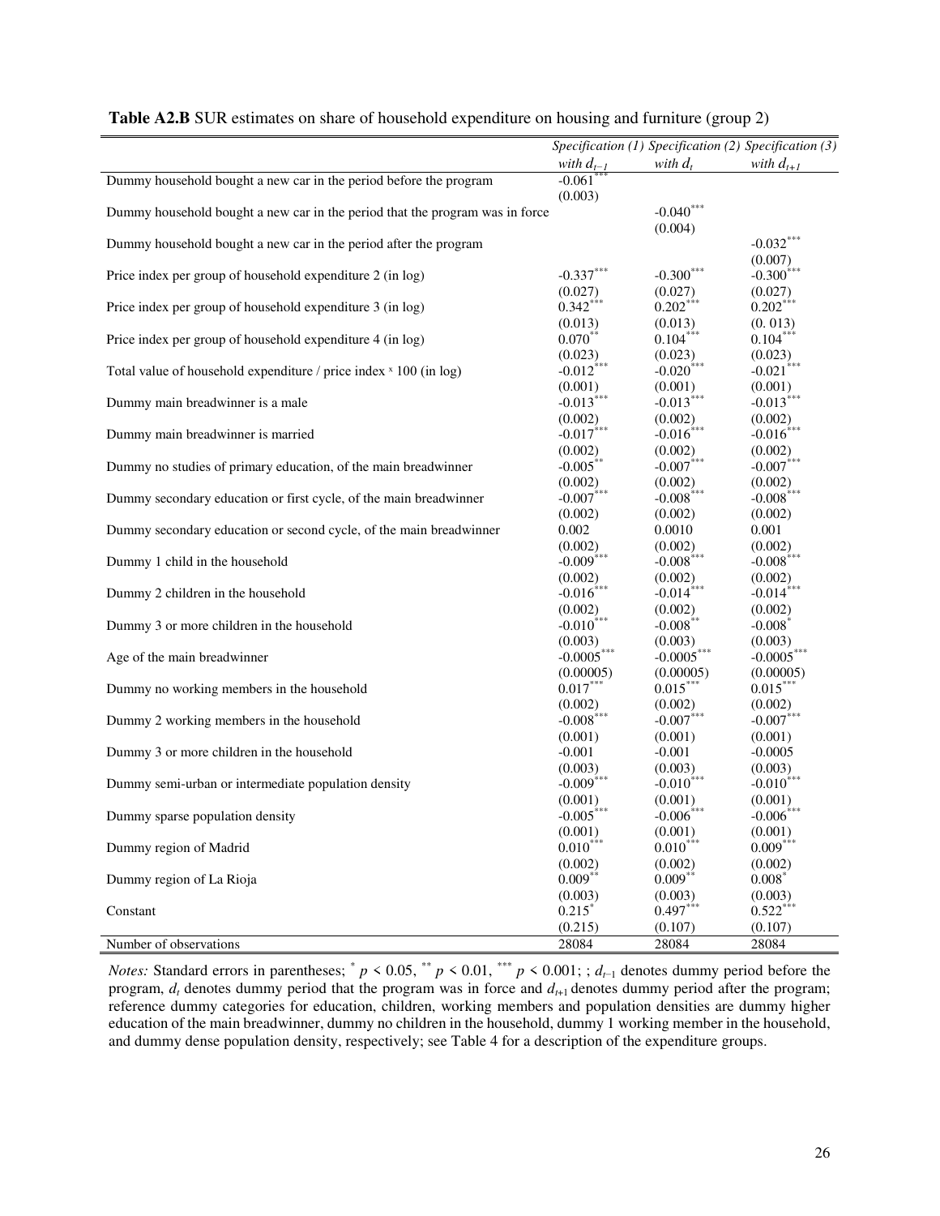**Table A2.B** SUR estimates on share of household expenditure on housing and furniture (group 2)

| | *Specification (1)* | *Specification (2)* | *Specification (3)* |
|---|---|---|---|
| | *with $d_{t-1}$* | *with $d_t$* | *with $d_{t+1}$* |
| Dummy household bought a new car in the period before the program | $-0.061^{***}$ | | |
| | (0.003) | | |
| Dummy household bought a new car in the period that the program was in force | | $-0.040^{***}$ | |
| | | (0.004) | |
| Dummy household bought a new car in the period after the program | | | $-0.032^{***}$ |
| | | | (0.007) |
| Price index per group of household expenditure 2 (in log) | $-0.337^{***}$ | $-0.300^{***}$ | $-0.300^{***}$ |
| | (0.027) | (0.027) | (0.027) |
| Price index per group of household expenditure 3 (in log) | $0.342^{***}$ | $0.202^{***}$ | $0.202^{***}$ |
| | (0.013) | (0.013) | (0. 013) |
| Price index per group of household expenditure 4 (in log) | $0.070^{**}$ | $0.104^{***}$ | $0.104^{***}$ |
| | (0.023) | (0.023) | (0.023) |
| Total value of household expenditure / price index ˣ 100 (in log) | $-0.012^{***}$ | $-0.020^{***}$ | $-0.021^{***}$ |
| | (0.001) | (0.001) | (0.001) |
| Dummy main breadwinner is a male | $-0.013^{***}$ | $-0.013^{***}$ | $-0.013^{***}$ |
| | (0.002) | (0.002) | (0.002) |
| Dummy main breadwinner is married | $-0.017^{***}$ | $-0.016^{***}$ | $-0.016^{***}$ |
| | (0.002) | (0.002) | (0.002) |
| Dummy no studies of primary education, of the main breadwinner | $-0.005^{**}$ | $-0.007^{***}$ | $-0.007^{***}$ |
| | (0.002) | (0.002) | (0.002) |
| Dummy secondary education or first cycle, of the main breadwinner | $-0.007^{***}$ | $-0.008^{***}$ | $-0.008^{***}$ |
| | (0.002) | (0.002) | (0.002) |
| Dummy secondary education or second cycle, of the main breadwinner | 0.002 | 0.0010 | 0.001 |
| | (0.002) | (0.002) | (0.002) |
| Dummy 1 child in the household | $-0.009^{***}$ | $-0.008^{***}$ | $-0.008^{***}$ |
| | (0.002) | (0.002) | (0.002) |
| Dummy 2 children in the household | $-0.016^{***}$ | $-0.014^{***}$ | $-0.014^{***}$ |
| | (0.002) | (0.002) | (0.002) |
| Dummy 3 or more children in the household | $-0.010^{***}$ | $-0.008^{**}$ | $-0.008^{*}$ |
| | (0.003) | (0.003) | (0.003) |
| Age of the main breadwinner | $-0.0005^{***}$ | $-0.0005^{***}$ | $-0.0005^{***}$ |
| | (0.00005) | (0.00005) | (0.00005) |
| Dummy no working members in the household | $0.017^{***}$ | $0.015^{***}$ | $0.015^{***}$ |
| | (0.002) | (0.002) | (0.002) |
| Dummy 2 working members in the household | $-0.008^{***}$ | $-0.007^{***}$ | $-0.007^{***}$ |
| | (0.001) | (0.001) | (0.001) |
| Dummy 3 or more children in the household | -0.001 | -0.001 | -0.0005 |
| | (0.003) | (0.003) | (0.003) |
| Dummy semi-urban or intermediate population density | $-0.009^{***}$ | $-0.010^{***}$ | $-0.010^{***}$ |
| | (0.001) | (0.001) | (0.001) |
| Dummy sparse population density | $-0.005^{***}$ | $-0.006^{***}$ | $-0.006^{***}$ |
| | (0.001) | (0.001) | (0.001) |
| Dummy region of Madrid | $0.010^{***}$ | $0.010^{***}$ | $0.009^{***}$ |
| | (0.002) | (0.002) | (0.002) |
| Dummy region of La Rioja | $0.009^{**}$ | $0.009^{**}$ | $0.008^{*}$ |
| | (0.003) | (0.003) | (0.003) |
| Constant | $0.215^{*}$ | $0.497^{***}$ | $0.522^{***}$ |
| | (0.215) | (0.107) | (0.107) |
| Number of observations | 28084 | 28084 | 28084 |

*Notes:* Standard errors in parentheses; $^{*}$ $p < 0.05$, $^{**}$ $p < 0.01$, $^{***}$ $p < 0.001$; ; $d_{t-1}$ denotes dummy period before the program, $d_t$ denotes dummy period that the program was in force and $d_{t+1}$ denotes dummy period after the program; reference dummy categories for education, children, working members and population densities are dummy higher education of the main breadwinner, dummy no children in the household, dummy 1 working member in the household, and dummy dense population density, respectively; see Table 4 for a description of the expenditure groups.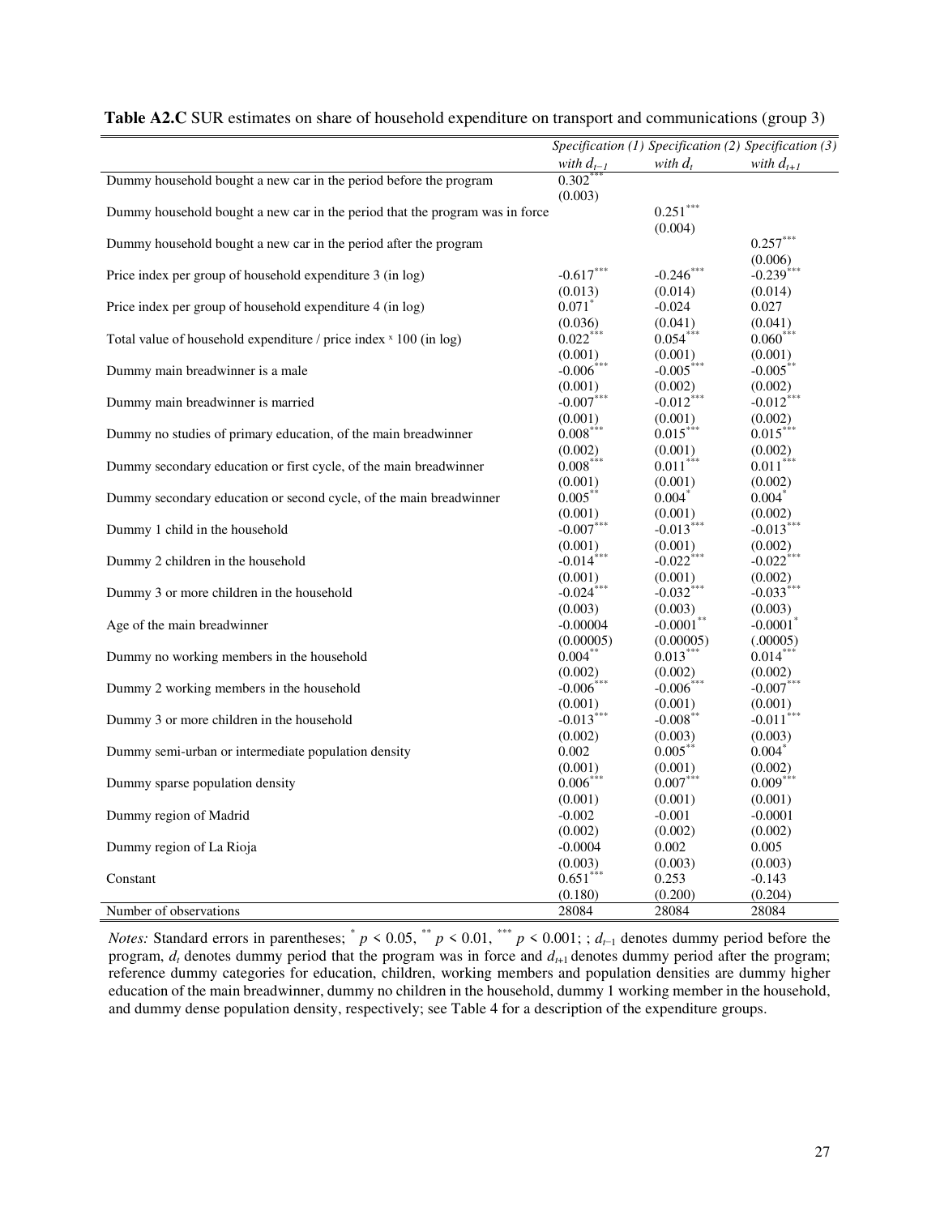**Table A2.C** SUR estimates on share of household expenditure on transport and communications (group 3)

| | *Specification (1)* | *Specification (2)* | *Specification (3)* |
|---|---|---|---|
| | *with $d_{t-1}$* | *with $d_t$* | *with $d_{t+1}$* |
| Dummy household bought a new car in the period before the program | $0.302^{***}$ | | |
| | (0.003) | | |
| Dummy household bought a new car in the period that the program was in force | | $0.251^{***}$ | |
| | | (0.004) | |
| Dummy household bought a new car in the period after the program | | | $0.257^{***}$ |
| | | | (0.006) |
| Price index per group of household expenditure 3 (in log) | $-0.617^{***}$ | $-0.246^{***}$ | $-0.239^{***}$ |
| | (0.013) | (0.014) | (0.014) |
| Price index per group of household expenditure 4 (in log) | $0.071^{*}$ | -0.024 | 0.027 |
| | (0.036) | (0.041) | (0.041) |
| Total value of household expenditure / price index ˣ 100 (in log) | $0.022^{***}$ | $0.054^{***}$ | $0.060^{***}$ |
| | (0.001) | (0.001) | (0.001) |
| Dummy main breadwinner is a male | $-0.006^{***}$ | $-0.005^{***}$ | $-0.005^{**}$ |
| | (0.001) | (0.002) | (0.002) |
| Dummy main breadwinner is married | $-0.007^{***}$ | $-0.012^{***}$ | $-0.012^{***}$ |
| | (0.001) | (0.001) | (0.002) |
| Dummy no studies of primary education, of the main breadwinner | $0.008^{***}$ | $0.015^{***}$ | $0.015^{***}$ |
| | (0.002) | (0.001) | (0.002) |
| Dummy secondary education or first cycle, of the main breadwinner | $0.008^{***}$ | $0.011^{***}$ | $0.011^{***}$ |
| | (0.001) | (0.001) | (0.002) |
| Dummy secondary education or second cycle, of the main breadwinner | $0.005^{**}$ | $0.004^{*}$ | $0.004^{*}$ |
| | (0.001) | (0.001) | (0.002) |
| Dummy 1 child in the household | $-0.007^{***}$ | $-0.013^{***}$ | $-0.013^{***}$ |
| | (0.001) | (0.001) | (0.002) |
| Dummy 2 children in the household | $-0.014^{***}$ | $-0.022^{***}$ | $-0.022^{***}$ |
| | (0.001) | (0.001) | (0.002) |
| Dummy 3 or more children in the household | $-0.024^{***}$ | $-0.032^{***}$ | $-0.033^{***}$ |
| | (0.003) | (0.003) | (0.003) |
| Age of the main breadwinner | -0.00004 | $-0.0001^{**}$ | $-0.0001^{*}$ |
| | (0.00005) | (0.00005) | (.00005) |
| Dummy no working members in the household | $0.004^{**}$ | $0.013^{***}$ | $0.014^{***}$ |
| | (0.002) | (0.002) | (0.002) |
| Dummy 2 working members in the household | $-0.006^{***}$ | $-0.006^{***}$ | $-0.007^{***}$ |
| | (0.001) | (0.001) | (0.001) |
| Dummy 3 or more children in the household | $-0.013^{***}$ | $-0.008^{**}$ | $-0.011^{***}$ |
| | (0.002) | (0.003) | (0.003) |
| Dummy semi-urban or intermediate population density | 0.002 | $0.005^{**}$ | $0.004^{*}$ |
| | (0.001) | (0.001) | (0.002) |
| Dummy sparse population density | $0.006^{***}$ | $0.007^{***}$ | $0.009^{***}$ |
| | (0.001) | (0.001) | (0.001) |
| Dummy region of Madrid | -0.002 | -0.001 | -0.0001 |
| | (0.002) | (0.002) | (0.002) |
| Dummy region of La Rioja | -0.0004 | 0.002 | 0.005 |
| | (0.003) | (0.003) | (0.003) |
| Constant | $0.651^{***}$ | 0.253 | -0.143 |
| | (0.180) | (0.200) | (0.204) |
| Number of observations | 28084 | 28084 | 28084 |

*Notes:* Standard errors in parentheses; $^{*}$ $p < 0.05$, $^{**}$ $p < 0.01$, $^{***}$ $p < 0.001$; ; $d_{t-1}$ denotes dummy period before the program, $d_t$ denotes dummy period that the program was in force and $d_{t+1}$ denotes dummy period after the program; reference dummy categories for education, children, working members and population densities are dummy higher education of the main breadwinner, dummy no children in the household, dummy 1 working member in the household, and dummy dense population density, respectively; see Table 4 for a description of the expenditure groups.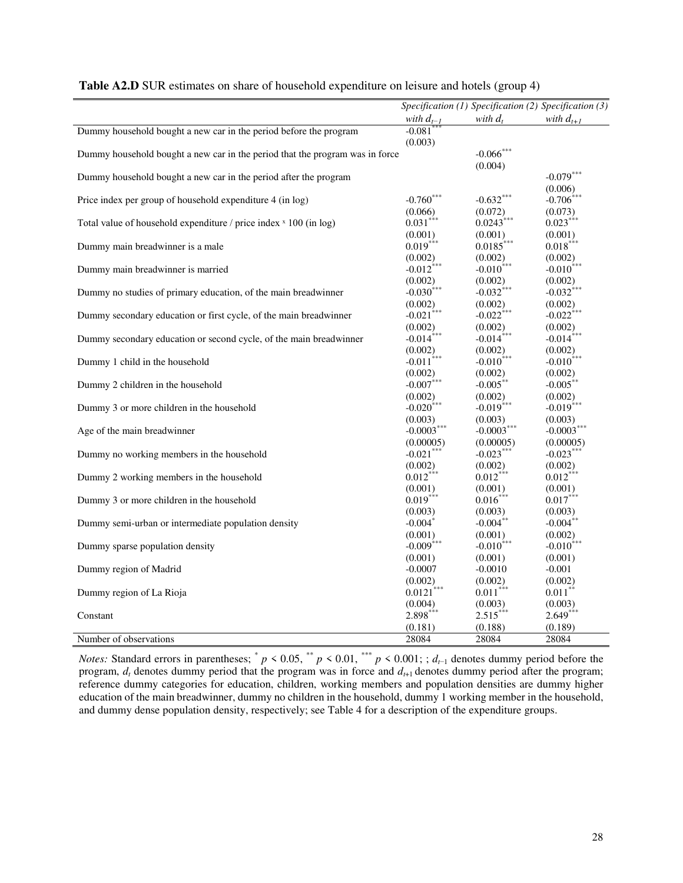**Table A2.D** SUR estimates on share of household expenditure on leisure and hotels (group 4)

| | *Specification (1)* | *Specification (2)* | *Specification (3)* |
|---|---|---|---|
| | *with $d_{t-1}$* | *with $d_t$* | *with $d_{t+1}$* |
| Dummy household bought a new car in the period before the program | $-0.081^{***}$ | | |
| | (0.003) | | |
| Dummy household bought a new car in the period that the program was in force | | $-0.066^{***}$ | |
| | | (0.004) | |
| Dummy household bought a new car in the period after the program | | | $-0.079^{***}$ |
| | | | (0.006) |
| Price index per group of household expenditure 4 (in log) | $-0.760^{***}$ | $-0.632^{***}$ | $-0.706^{***}$ |
| | (0.066) | (0.072) | (0.073) |
| Total value of household expenditure / price index x 100 (in log) | $0.031^{***}$ | $0.0243^{***}$ | $0.023^{***}$ |
| | (0.001) | (0.001) | (0.001) |
| Dummy main breadwinner is a male | $0.019^{***}$ | $0.0185^{***}$ | $0.018^{***}$ |
| | (0.002) | (0.002) | (0.002) |
| Dummy main breadwinner is married | $-0.012^{***}$ | $-0.010^{***}$ | $-0.010^{***}$ |
| | (0.002) | (0.002) | (0.002) |
| Dummy no studies of primary education, of the main breadwinner | $-0.030^{***}$ | $-0.032^{***}$ | $-0.032^{***}$ |
| | (0.002) | (0.002) | (0.002) |
| Dummy secondary education or first cycle, of the main breadwinner | $-0.021^{***}$ | $-0.022^{***}$ | $-0.022^{***}$ |
| | (0.002) | (0.002) | (0.002) |
| Dummy secondary education or second cycle, of the main breadwinner | $-0.014^{***}$ | $-0.014^{***}$ | $-0.014^{***}$ |
| | (0.002) | (0.002) | (0.002) |
| Dummy 1 child in the household | $-0.011^{***}$ | $-0.010^{***}$ | $-0.010^{***}$ |
| | (0.002) | (0.002) | (0.002) |
| Dummy 2 children in the household | $-0.007^{***}$ | $-0.005^{**}$ | $-0.005^{**}$ |
| | (0.002) | (0.002) | (0.002) |
| Dummy 3 or more children in the household | $-0.020^{***}$ | $-0.019^{***}$ | $-0.019^{***}$ |
| | (0.003) | (0.003) | (0.003) |
| Age of the main breadwinner | $-0.0003^{***}$ | $-0.0003^{***}$ | $-0.0003^{***}$ |
| | (0.00005) | (0.00005) | (0.00005) |
| Dummy no working members in the household | $-0.021^{***}$ | $-0.023^{***}$ | $-0.023^{***}$ |
| | (0.002) | (0.002) | (0.002) |
| Dummy 2 working members in the household | $0.012^{***}$ | $0.012^{***}$ | $0.012^{***}$ |
| | (0.001) | (0.001) | (0.001) |
| Dummy 3 or more children in the household | $0.019^{***}$ | $0.016^{***}$ | $0.017^{***}$ |
| | (0.003) | (0.003) | (0.003) |
| Dummy semi-urban or intermediate population density | $-0.004^{*}$ | $-0.004^{**}$ | $-0.004^{**}$ |
| | (0.001) | (0.001) | (0.002) |
| Dummy sparse population density | $-0.009^{***}$ | $-0.010^{***}$ | $-0.010^{***}$ |
| | (0.001) | (0.001) | (0.001) |
| Dummy region of Madrid | -0.0007 | -0.0010 | -0.001 |
| | (0.002) | (0.002) | (0.002) |
| Dummy region of La Rioja | $0.0121^{***}$ | $0.011^{***}$ | $0.011^{**}$ |
| | (0.004) | (0.003) | (0.003) |
| Constant | $2.898^{***}$ | $2.515^{***}$ | $2.649^{***}$ |
| | (0.181) | (0.188) | (0.189) |
| Number of observations | 28084 | 28084 | 28084 |

*Notes:* Standard errors in parentheses; $^{*}$ $p < 0.05$, $^{**}$ $p < 0.01$, $^{***}$ $p < 0.001$; ; $d_{t-1}$ denotes dummy period before the program, $d_t$ denotes dummy period that the program was in force and $d_{t+1}$ denotes dummy period after the program; reference dummy categories for education, children, working members and population densities are dummy higher education of the main breadwinner, dummy no children in the household, dummy 1 working member in the household, and dummy dense population density, respectively; see Table 4 for a description of the expenditure groups.